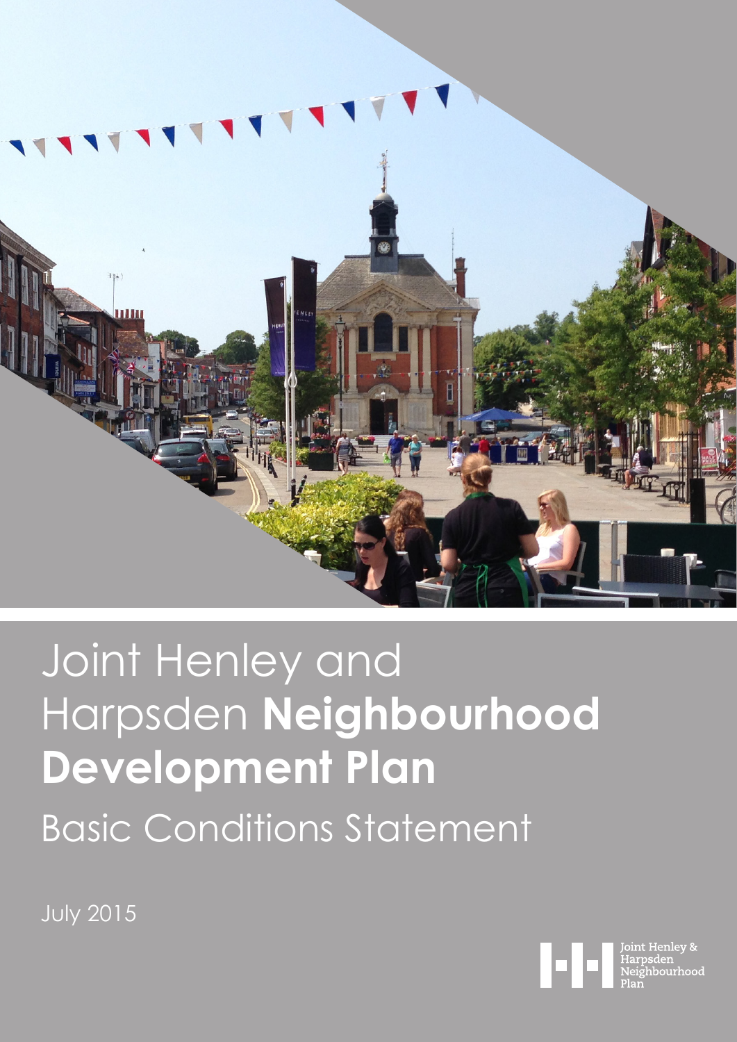# Joint Henley and Harpsden **Neighbourhood Development Plan**

## Basic Conditions Statement

July 2015

Joint Henley & Harpsden Neighbourhood Plan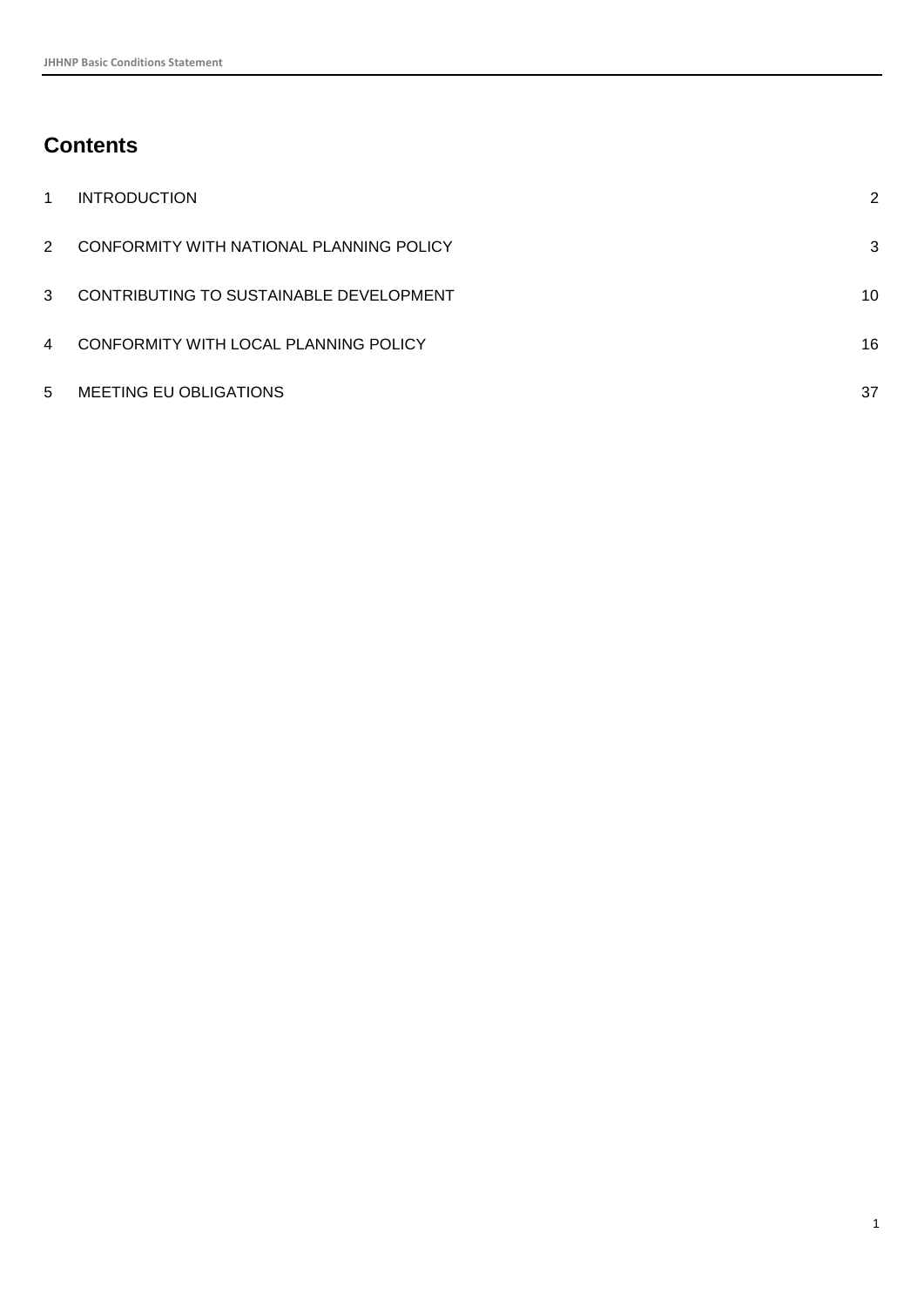## Contents

| | | |
|---|---|---|
| 1 | INTRODUCTION | 2 |
| 2 | CONFORMITY WITH NATIONAL PLANNING POLICY | 3 |
| 3 | CONTRIBUTING TO SUSTAINABLE DEVELOPMENT | 10 |
| 4 | CONFORMITY WITH LOCAL PLANNING POLICY | 16 |
| 5 | MEETING EU OBLIGATIONS | 37 |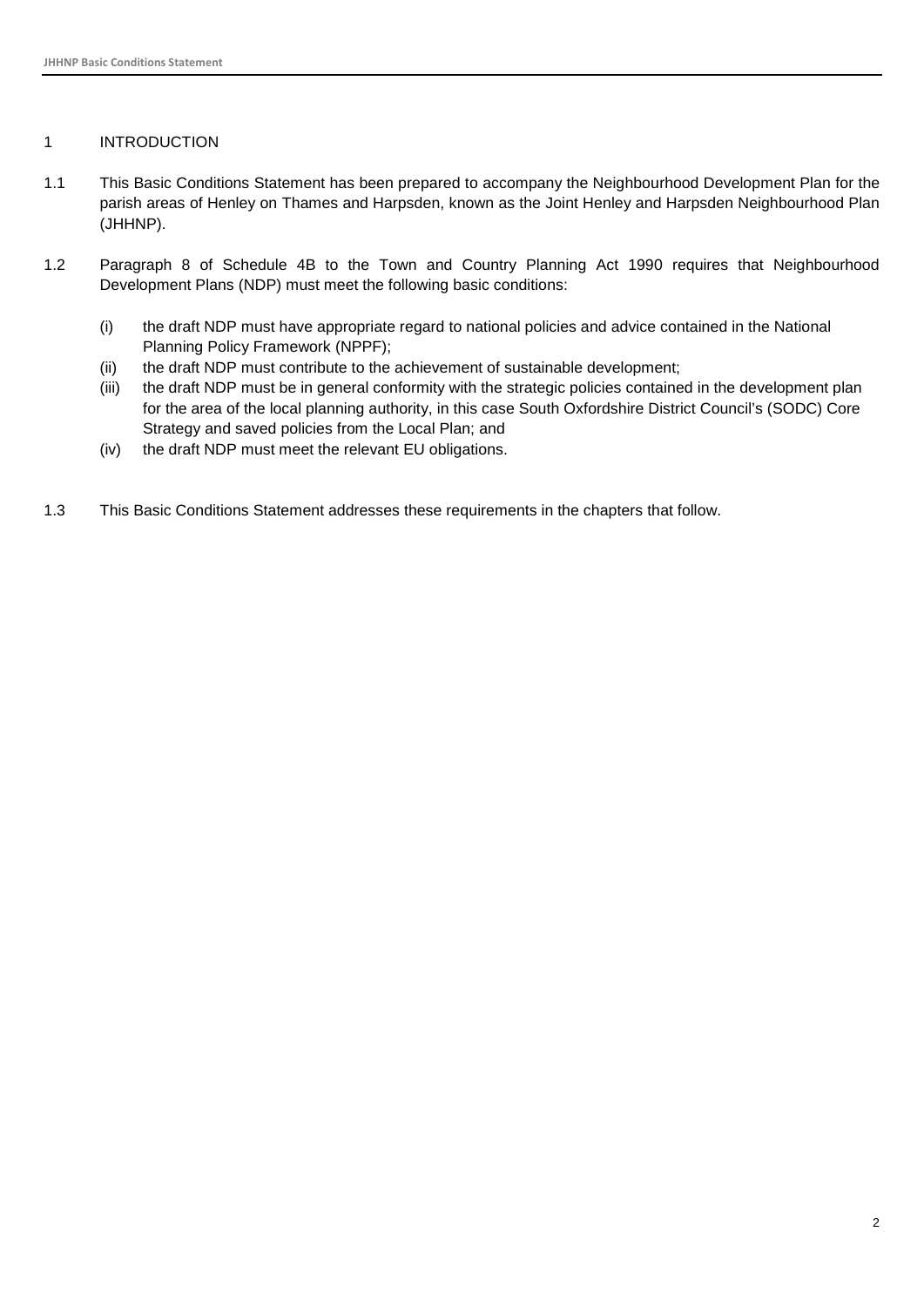# 1 INTRODUCTION

1.1 This Basic Conditions Statement has been prepared to accompany the Neighbourhood Development Plan for the parish areas of Henley on Thames and Harpsden, known as the Joint Henley and Harpsden Neighbourhood Plan (JHHNP).

1.2 Paragraph 8 of Schedule 4B to the Town and Country Planning Act 1990 requires that Neighbourhood Development Plans (NDP) must meet the following basic conditions:

(i) the draft NDP must have appropriate regard to national policies and advice contained in the National Planning Policy Framework (NPPF);

(ii) the draft NDP must contribute to the achievement of sustainable development;

(iii) the draft NDP must be in general conformity with the strategic policies contained in the development plan for the area of the local planning authority, in this case South Oxfordshire District Council's (SODC) Core Strategy and saved policies from the Local Plan; and

(iv) the draft NDP must meet the relevant EU obligations.

1.3 This Basic Conditions Statement addresses these requirements in the chapters that follow.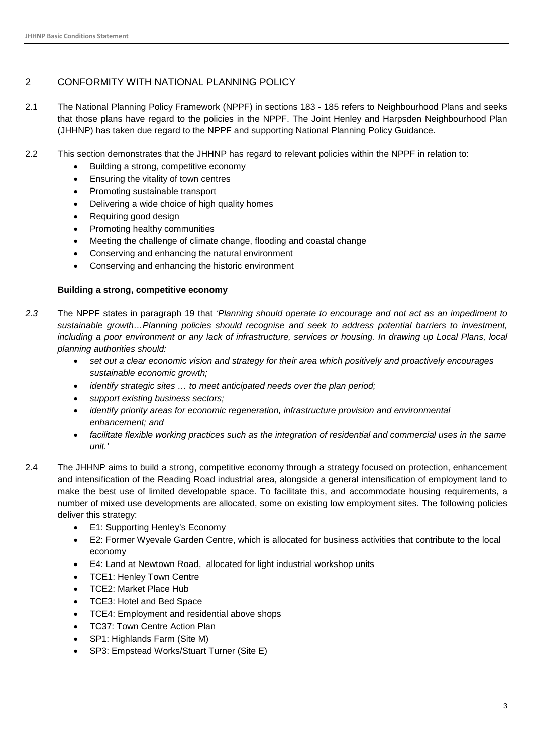## 2 CONFORMITY WITH NATIONAL PLANNING POLICY

2.1 The National Planning Policy Framework (NPPF) in sections 183 - 185 refers to Neighbourhood Plans and seeks that those plans have regard to the policies in the NPPF. The Joint Henley and Harpsden Neighbourhood Plan (JHHNP) has taken due regard to the NPPF and supporting National Planning Policy Guidance.

2.2 This section demonstrates that the JHHNP has regard to relevant policies within the NPPF in relation to:

- Building a strong, competitive economy
- Ensuring the vitality of town centres
- Promoting sustainable transport
- Delivering a wide choice of high quality homes
- Requiring good design
- Promoting healthy communities
- Meeting the challenge of climate change, flooding and coastal change
- Conserving and enhancing the natural environment
- Conserving and enhancing the historic environment

**Building a strong, competitive economy**

*2.3* The NPPF states in paragraph 19 that *'Planning should operate to encourage and not act as an impediment to sustainable growth…Planning policies should recognise and seek to address potential barriers to investment, including a poor environment or any lack of infrastructure, services or housing. In drawing up Local Plans, local planning authorities should:*

- *set out a clear economic vision and strategy for their area which positively and proactively encourages sustainable economic growth;*
- *identify strategic sites … to meet anticipated needs over the plan period;*
- *support existing business sectors;*
- *identify priority areas for economic regeneration, infrastructure provision and environmental enhancement; and*
- *facilitate flexible working practices such as the integration of residential and commercial uses in the same unit.'*

2.4 The JHHNP aims to build a strong, competitive economy through a strategy focused on protection, enhancement and intensification of the Reading Road industrial area, alongside a general intensification of employment land to make the best use of limited developable space. To facilitate this, and accommodate housing requirements, a number of mixed use developments are allocated, some on existing low employment sites. The following policies deliver this strategy:

- E1: Supporting Henley's Economy
- E2: Former Wyevale Garden Centre, which is allocated for business activities that contribute to the local economy
- E4: Land at Newtown Road, allocated for light industrial workshop units
- TCE1: Henley Town Centre
- TCE2: Market Place Hub
- TCE3: Hotel and Bed Space
- TCE4: Employment and residential above shops
- TC37: Town Centre Action Plan
- SP1: Highlands Farm (Site M)
- SP3: Empstead Works/Stuart Turner (Site E)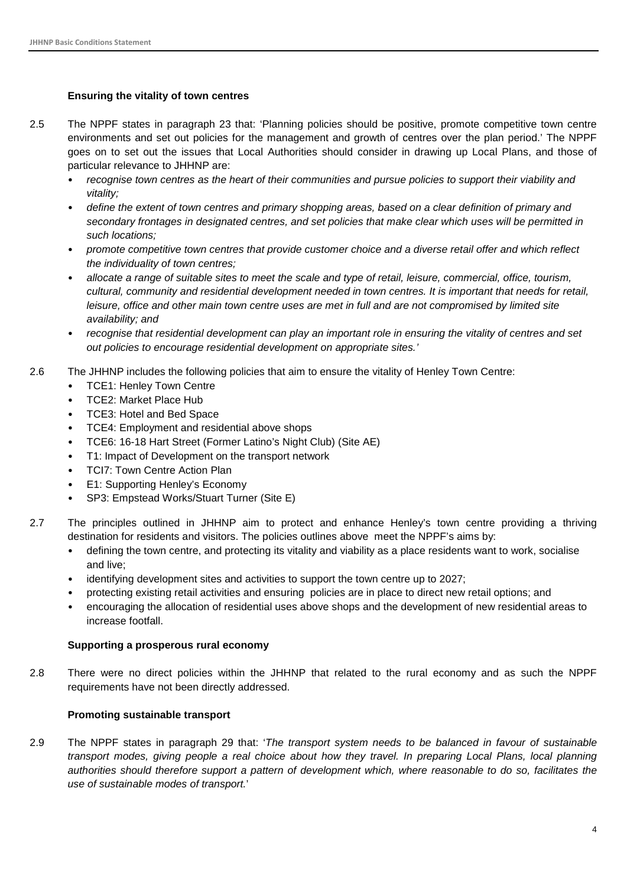### Ensuring the vitality of town centres

2.5 The NPPF states in paragraph 23 that: 'Planning policies should be positive, promote competitive town centre environments and set out policies for the management and growth of centres over the plan period.' The NPPF goes on to set out the issues that Local Authorities should consider in drawing up Local Plans, and those of particular relevance to JHHNP are:

- *recognise town centres as the heart of their communities and pursue policies to support their viability and vitality;*
- *define the extent of town centres and primary shopping areas, based on a clear definition of primary and secondary frontages in designated centres, and set policies that make clear which uses will be permitted in such locations;*
- *promote competitive town centres that provide customer choice and a diverse retail offer and which reflect the individuality of town centres;*
- *allocate a range of suitable sites to meet the scale and type of retail, leisure, commercial, office, tourism, cultural, community and residential development needed in town centres. It is important that needs for retail, leisure, office and other main town centre uses are met in full and are not compromised by limited site availability; and*
- *recognise that residential development can play an important role in ensuring the vitality of centres and set out policies to encourage residential development on appropriate sites.'*

2.6 The JHHNP includes the following policies that aim to ensure the vitality of Henley Town Centre:

- TCE1: Henley Town Centre
- TCE2: Market Place Hub
- TCE3: Hotel and Bed Space
- TCE4: Employment and residential above shops
- TCE6: 16-18 Hart Street (Former Latino's Night Club) (Site AE)
- T1: Impact of Development on the transport network
- TCI7: Town Centre Action Plan
- E1: Supporting Henley's Economy
- SP3: Empstead Works/Stuart Turner (Site E)

2.7 The principles outlined in JHHNP aim to protect and enhance Henley's town centre providing a thriving destination for residents and visitors. The policies outlines above meet the NPPF's aims by:

- defining the town centre, and protecting its vitality and viability as a place residents want to work, socialise and live;
- identifying development sites and activities to support the town centre up to 2027;
- protecting existing retail activities and ensuring policies are in place to direct new retail options; and
- encouraging the allocation of residential uses above shops and the development of new residential areas to increase footfall.

### Supporting a prosperous rural economy

2.8 There were no direct policies within the JHHNP that related to the rural economy and as such the NPPF requirements have not been directly addressed.

### Promoting sustainable transport

2.9 The NPPF states in paragraph 29 that: '*The transport system needs to be balanced in favour of sustainable transport modes, giving people a real choice about how they travel. In preparing Local Plans, local planning authorities should therefore support a pattern of development which, where reasonable to do so, facilitates the use of sustainable modes of transport.*'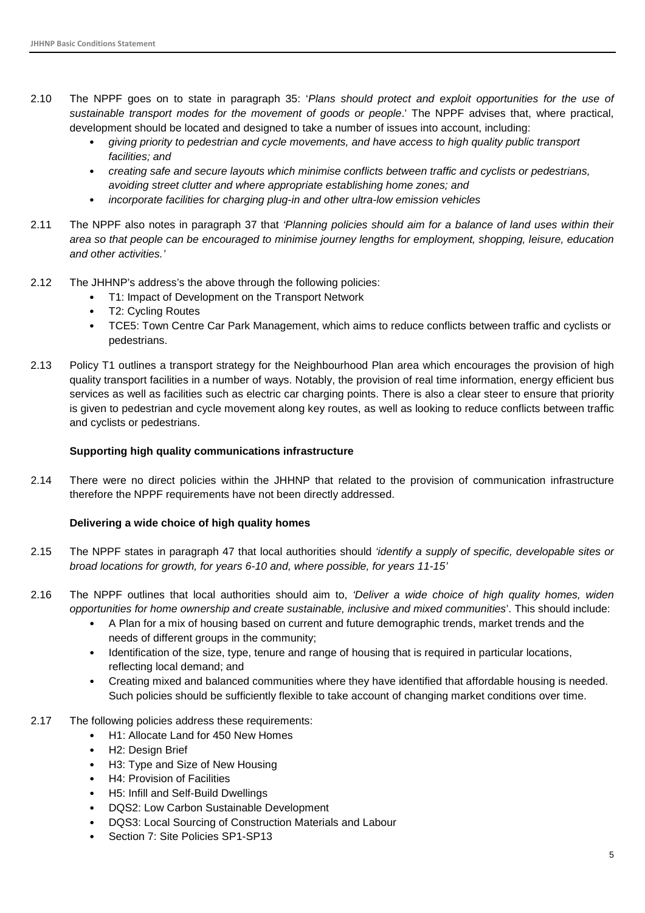2.10 The NPPF goes on to state in paragraph 35: '*Plans should protect and exploit opportunities for the use of sustainable transport modes for the movement of goods or people*.' The NPPF advises that, where practical, development should be located and designed to take a number of issues into account, including:

- *giving priority to pedestrian and cycle movements, and have access to high quality public transport facilities; and*
- *creating safe and secure layouts which minimise conflicts between traffic and cyclists or pedestrians, avoiding street clutter and where appropriate establishing home zones; and*
- *incorporate facilities for charging plug-in and other ultra-low emission vehicles*

2.11 The NPPF also notes in paragraph 37 that *'Planning policies should aim for a balance of land uses within their area so that people can be encouraged to minimise journey lengths for employment, shopping, leisure, education and other activities.'*

2.12 The JHHNP's address's the above through the following policies:

- T1: Impact of Development on the Transport Network
- T2: Cycling Routes
- TCE5: Town Centre Car Park Management, which aims to reduce conflicts between traffic and cyclists or pedestrians.

2.13 Policy T1 outlines a transport strategy for the Neighbourhood Plan area which encourages the provision of high quality transport facilities in a number of ways. Notably, the provision of real time information, energy efficient bus services as well as facilities such as electric car charging points. There is also a clear steer to ensure that priority is given to pedestrian and cycle movement along key routes, as well as looking to reduce conflicts between traffic and cyclists or pedestrians.

**Supporting high quality communications infrastructure**

2.14 There were no direct policies within the JHHNP that related to the provision of communication infrastructure therefore the NPPF requirements have not been directly addressed.

**Delivering a wide choice of high quality homes**

2.15 The NPPF states in paragraph 47 that local authorities should *'identify a supply of specific, developable sites or broad locations for growth, for years 6-10 and, where possible, for years 11-15'*

2.16 The NPPF outlines that local authorities should aim to, *'Deliver a wide choice of high quality homes, widen opportunities for home ownership and create sustainable, inclusive and mixed communities*'. This should include:

- A Plan for a mix of housing based on current and future demographic trends, market trends and the needs of different groups in the community;
- Identification of the size, type, tenure and range of housing that is required in particular locations, reflecting local demand; and
- Creating mixed and balanced communities where they have identified that affordable housing is needed. Such policies should be sufficiently flexible to take account of changing market conditions over time.

2.17 The following policies address these requirements:

- H1: Allocate Land for 450 New Homes
- H2: Design Brief
- H3: Type and Size of New Housing
- H4: Provision of Facilities
- H5: Infill and Self-Build Dwellings
- DQS2: Low Carbon Sustainable Development
- DQS3: Local Sourcing of Construction Materials and Labour
- Section 7: Site Policies SP1-SP13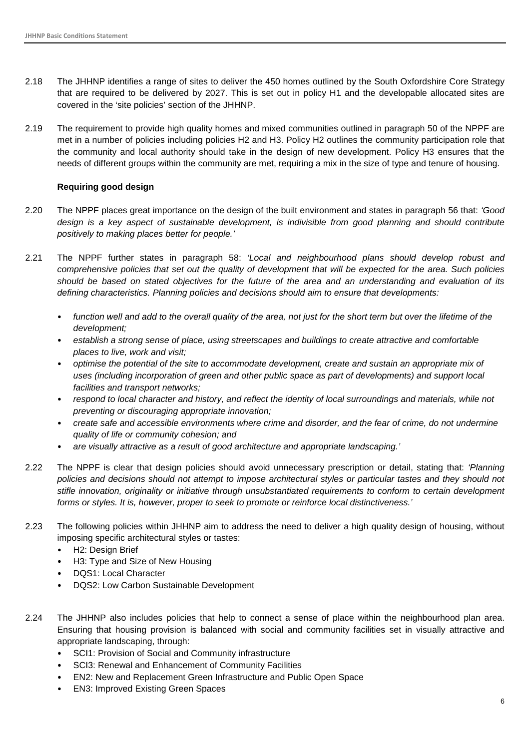2.18 The JHHNP identifies a range of sites to deliver the 450 homes outlined by the South Oxfordshire Core Strategy that are required to be delivered by 2027. This is set out in policy H1 and the developable allocated sites are covered in the 'site policies' section of the JHHNP.

2.19 The requirement to provide high quality homes and mixed communities outlined in paragraph 50 of the NPPF are met in a number of policies including policies H2 and H3. Policy H2 outlines the community participation role that the community and local authority should take in the design of new development. Policy H3 ensures that the needs of different groups within the community are met, requiring a mix in the size of type and tenure of housing.

**Requiring good design**

2.20 The NPPF places great importance on the design of the built environment and states in paragraph 56 that: *'Good design is a key aspect of sustainable development, is indivisible from good planning and should contribute positively to making places better for people.'*

2.21 The NPPF further states in paragraph 58: *'Local and neighbourhood plans should develop robust and comprehensive policies that set out the quality of development that will be expected for the area. Such policies should be based on stated objectives for the future of the area and an understanding and evaluation of its defining characteristics. Planning policies and decisions should aim to ensure that developments:*

- *function well and add to the overall quality of the area, not just for the short term but over the lifetime of the development;*
- *establish a strong sense of place, using streetscapes and buildings to create attractive and comfortable places to live, work and visit;*
- *optimise the potential of the site to accommodate development, create and sustain an appropriate mix of uses (including incorporation of green and other public space as part of developments) and support local facilities and transport networks;*
- *respond to local character and history, and reflect the identity of local surroundings and materials, while not preventing or discouraging appropriate innovation;*
- *create safe and accessible environments where crime and disorder, and the fear of crime, do not undermine quality of life or community cohesion; and*
- *are visually attractive as a result of good architecture and appropriate landscaping.'*

2.22 The NPPF is clear that design policies should avoid unnecessary prescription or detail, stating that: *'Planning policies and decisions should not attempt to impose architectural styles or particular tastes and they should not stifle innovation, originality or initiative through unsubstantiated requirements to conform to certain development forms or styles. It is, however, proper to seek to promote or reinforce local distinctiveness.'*

2.23 The following policies within JHHNP aim to address the need to deliver a high quality design of housing, without imposing specific architectural styles or tastes:

- H2: Design Brief
- H3: Type and Size of New Housing
- DQS1: Local Character
- DQS2: Low Carbon Sustainable Development

2.24 The JHHNP also includes policies that help to connect a sense of place within the neighbourhood plan area. Ensuring that housing provision is balanced with social and community facilities set in visually attractive and appropriate landscaping, through:

- SCI1: Provision of Social and Community infrastructure
- SCI3: Renewal and Enhancement of Community Facilities
- EN2: New and Replacement Green Infrastructure and Public Open Space
- EN3: Improved Existing Green Spaces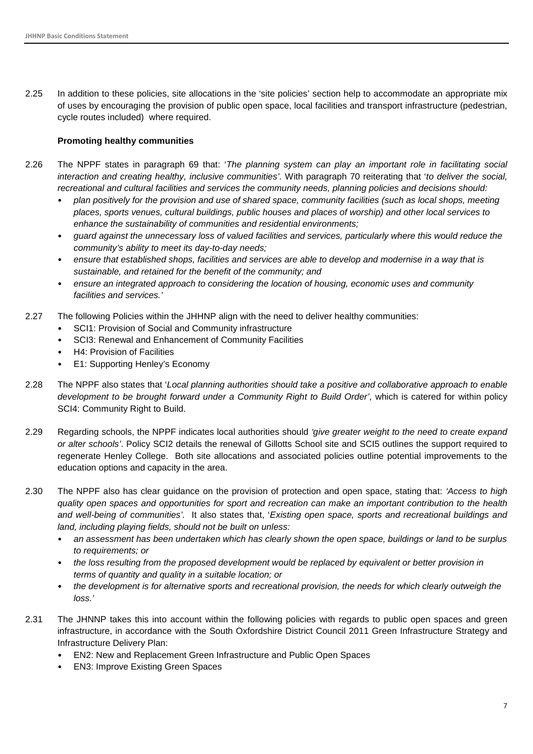2.25 In addition to these policies, site allocations in the 'site policies' section help to accommodate an appropriate mix of uses by encouraging the provision of public open space, local facilities and transport infrastructure (pedestrian, cycle routes included) where required.

**Promoting healthy communities**

2.26 The NPPF states in paragraph 69 that: '*The planning system can play an important role in facilitating social interaction and creating healthy, inclusive communities'*. With paragraph 70 reiterating that '*to deliver the social, recreational and cultural facilities and services the community needs, planning policies and decisions should:*

- *plan positively for the provision and use of shared space, community facilities (such as local shops, meeting places, sports venues, cultural buildings, public houses and places of worship) and other local services to enhance the sustainability of communities and residential environments;*
- *guard against the unnecessary loss of valued facilities and services, particularly where this would reduce the community's ability to meet its day-to-day needs;*
- *ensure that established shops, facilities and services are able to develop and modernise in a way that is sustainable, and retained for the benefit of the community; and*
- *ensure an integrated approach to considering the location of housing, economic uses and community facilities and services.'*

2.27 The following Policies within the JHHNP align with the need to deliver healthy communities:

- SCI1: Provision of Social and Community infrastructure
- SCI3: Renewal and Enhancement of Community Facilities
- H4: Provision of Facilities
- E1: Supporting Henley's Economy

2.28 The NPPF also states that '*Local planning authorities should take a positive and collaborative approach to enable development to be brought forward under a Community Right to Build Order'*, which is catered for within policy SCI4: Community Right to Build.

2.29 Regarding schools, the NPPF indicates local authorities should *'give greater weight to the need to create expand or alter schools'*. Policy SCI2 details the renewal of Gillotts School site and SCI5 outlines the support required to regenerate Henley College. Both site allocations and associated policies outline potential improvements to the education options and capacity in the area.

2.30 The NPPF also has clear guidance on the provision of protection and open space, stating that: *'Access to high quality open spaces and opportunities for sport and recreation can make an important contribution to the health and well-being of communities'*. It also states that, '*Existing open space, sports and recreational buildings and land, including playing fields, should not be built on unless:*

- *an assessment has been undertaken which has clearly shown the open space, buildings or land to be surplus to requirements; or*
- *the loss resulting from the proposed development would be replaced by equivalent or better provision in terms of quantity and quality in a suitable location; or*
- *the development is for alternative sports and recreational provision, the needs for which clearly outweigh the loss.'*

2.31 The JHNNP takes this into account within the following policies with regards to public open spaces and green infrastructure, in accordance with the South Oxfordshire District Council 2011 Green Infrastructure Strategy and Infrastructure Delivery Plan:

- EN2: New and Replacement Green Infrastructure and Public Open Spaces
- EN3: Improve Existing Green Spaces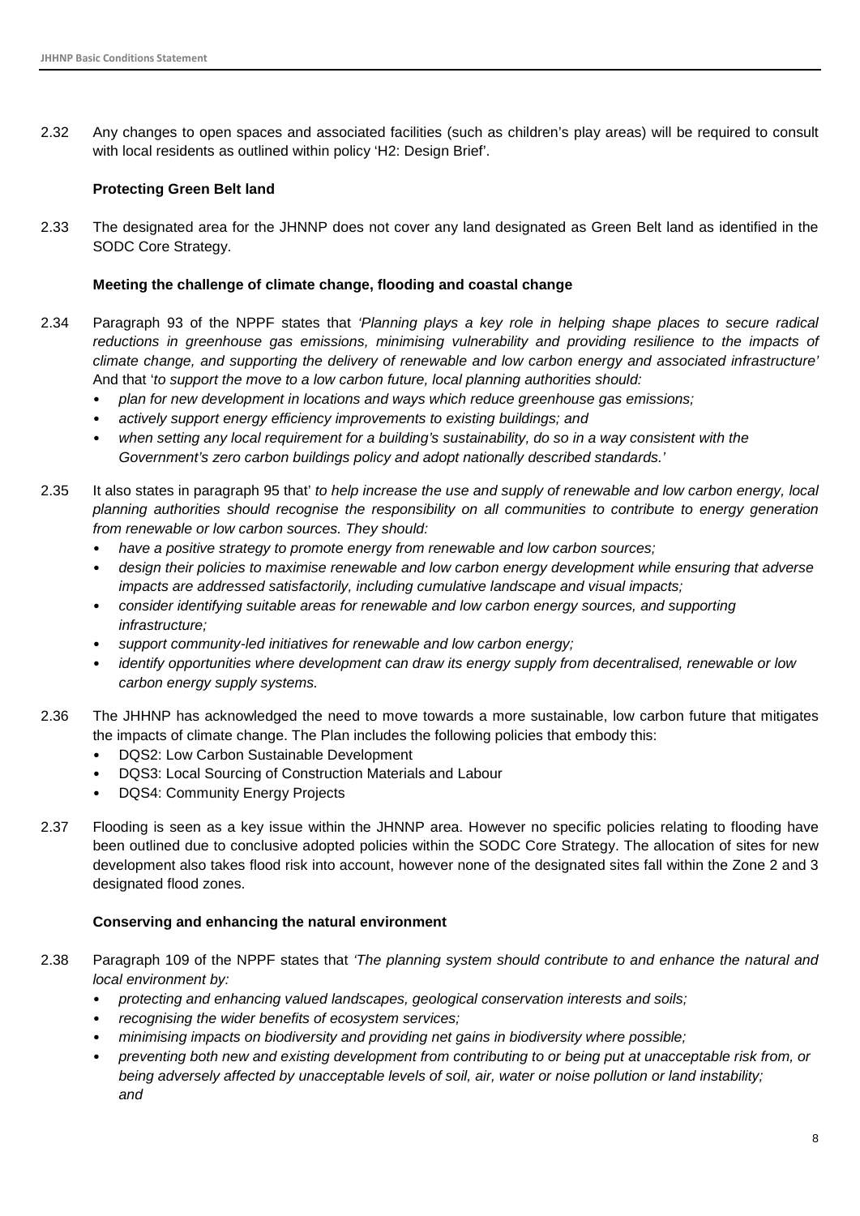2.32 Any changes to open spaces and associated facilities (such as children's play areas) will be required to consult with local residents as outlined within policy 'H2: Design Brief'.

**Protecting Green Belt land**

2.33 The designated area for the JHNNP does not cover any land designated as Green Belt land as identified in the SODC Core Strategy.

**Meeting the challenge of climate change, flooding and coastal change**

2.34 Paragraph 93 of the NPPF states that *'Planning plays a key role in helping shape places to secure radical reductions in greenhouse gas emissions, minimising vulnerability and providing resilience to the impacts of climate change, and supporting the delivery of renewable and low carbon energy and associated infrastructure'* And that '*to support the move to a low carbon future, local planning authorities should:*

- *plan for new development in locations and ways which reduce greenhouse gas emissions;*
- *actively support energy efficiency improvements to existing buildings; and*
- *when setting any local requirement for a building's sustainability, do so in a way consistent with the Government's zero carbon buildings policy and adopt nationally described standards.'*

2.35 It also states in paragraph 95 that' *to help increase the use and supply of renewable and low carbon energy, local planning authorities should recognise the responsibility on all communities to contribute to energy generation from renewable or low carbon sources. They should:*

- *have a positive strategy to promote energy from renewable and low carbon sources;*
- *design their policies to maximise renewable and low carbon energy development while ensuring that adverse impacts are addressed satisfactorily, including cumulative landscape and visual impacts;*
- *consider identifying suitable areas for renewable and low carbon energy sources, and supporting infrastructure;*
- *support community-led initiatives for renewable and low carbon energy;*
- *identify opportunities where development can draw its energy supply from decentralised, renewable or low carbon energy supply systems.*

2.36 The JHHNP has acknowledged the need to move towards a more sustainable, low carbon future that mitigates the impacts of climate change. The Plan includes the following policies that embody this:

- DQS2: Low Carbon Sustainable Development
- DQS3: Local Sourcing of Construction Materials and Labour
- DQS4: Community Energy Projects

2.37 Flooding is seen as a key issue within the JHNNP area. However no specific policies relating to flooding have been outlined due to conclusive adopted policies within the SODC Core Strategy. The allocation of sites for new development also takes flood risk into account, however none of the designated sites fall within the Zone 2 and 3 designated flood zones.

**Conserving and enhancing the natural environment**

2.38 Paragraph 109 of the NPPF states that *'The planning system should contribute to and enhance the natural and local environment by:*

- *protecting and enhancing valued landscapes, geological conservation interests and soils;*
- *recognising the wider benefits of ecosystem services;*
- *minimising impacts on biodiversity and providing net gains in biodiversity where possible;*
- *preventing both new and existing development from contributing to or being put at unacceptable risk from, or being adversely affected by unacceptable levels of soil, air, water or noise pollution or land instability; and*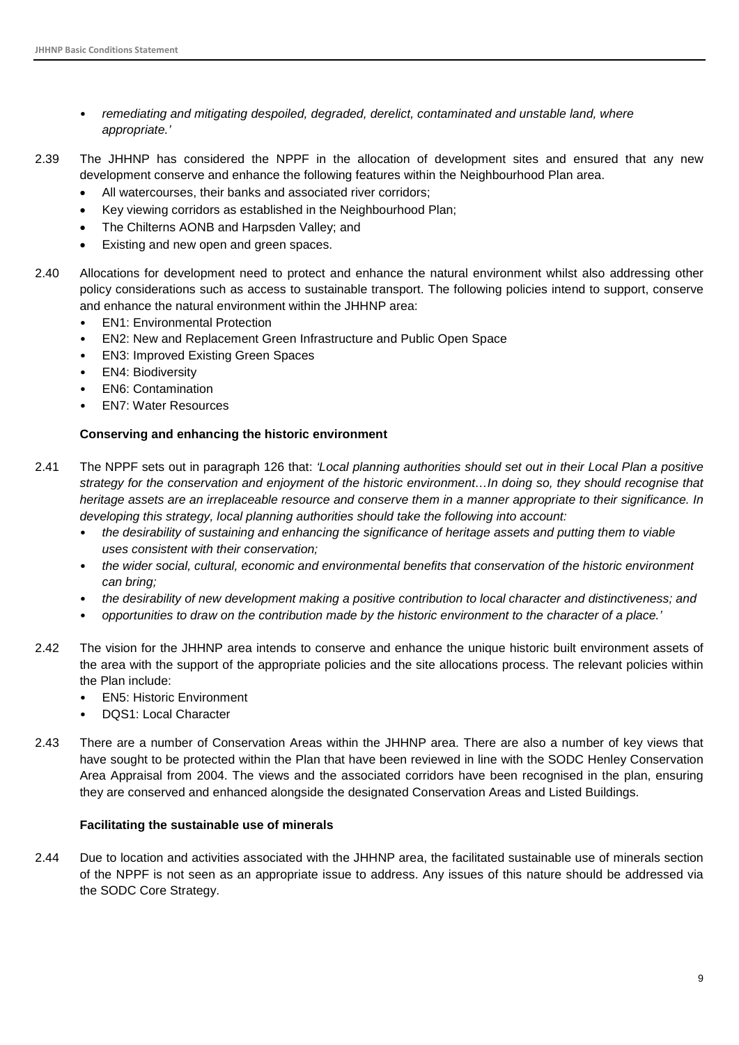- *remediating and mitigating despoiled, degraded, derelict, contaminated and unstable land, where appropriate.'*

2.39 The JHHNP has considered the NPPF in the allocation of development sites and ensured that any new development conserve and enhance the following features within the Neighbourhood Plan area.

- All watercourses, their banks and associated river corridors;
- Key viewing corridors as established in the Neighbourhood Plan;
- The Chilterns AONB and Harpsden Valley; and
- Existing and new open and green spaces.

2.40 Allocations for development need to protect and enhance the natural environment whilst also addressing other policy considerations such as access to sustainable transport. The following policies intend to support, conserve and enhance the natural environment within the JHHNP area:

- EN1: Environmental Protection
- EN2: New and Replacement Green Infrastructure and Public Open Space
- EN3: Improved Existing Green Spaces
- EN4: Biodiversity
- EN6: Contamination
- EN7: Water Resources

**Conserving and enhancing the historic environment**

2.41 The NPPF sets out in paragraph 126 that: *'Local planning authorities should set out in their Local Plan a positive strategy for the conservation and enjoyment of the historic environment…In doing so, they should recognise that heritage assets are an irreplaceable resource and conserve them in a manner appropriate to their significance. In developing this strategy, local planning authorities should take the following into account:*

- *the desirability of sustaining and enhancing the significance of heritage assets and putting them to viable uses consistent with their conservation;*
- *the wider social, cultural, economic and environmental benefits that conservation of the historic environment can bring;*
- *the desirability of new development making a positive contribution to local character and distinctiveness; and*
- *opportunities to draw on the contribution made by the historic environment to the character of a place.'*

2.42 The vision for the JHHNP area intends to conserve and enhance the unique historic built environment assets of the area with the support of the appropriate policies and the site allocations process. The relevant policies within the Plan include:

- EN5: Historic Environment
- DQS1: Local Character

2.43 There are a number of Conservation Areas within the JHHNP area. There are also a number of key views that have sought to be protected within the Plan that have been reviewed in line with the SODC Henley Conservation Area Appraisal from 2004. The views and the associated corridors have been recognised in the plan, ensuring they are conserved and enhanced alongside the designated Conservation Areas and Listed Buildings.

**Facilitating the sustainable use of minerals**

2.44 Due to location and activities associated with the JHHNP area, the facilitated sustainable use of minerals section of the NPPF is not seen as an appropriate issue to address. Any issues of this nature should be addressed via the SODC Core Strategy.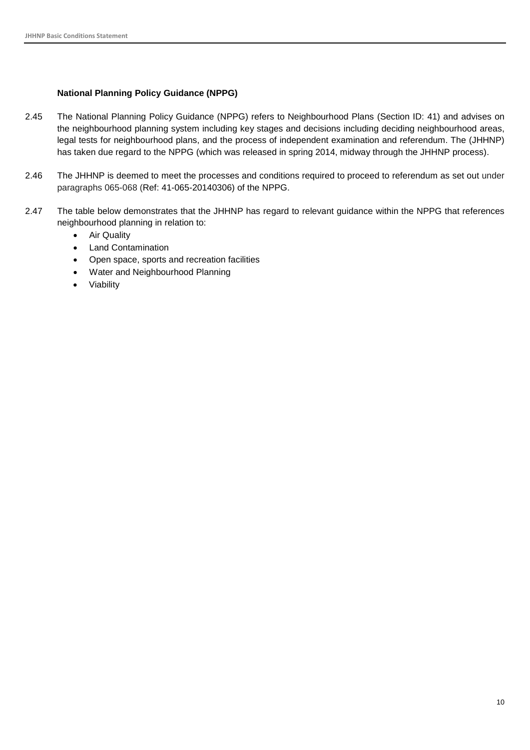### National Planning Policy Guidance (NPPG)

2.45 The National Planning Policy Guidance (NPPG) refers to Neighbourhood Plans (Section ID: 41) and advises on the neighbourhood planning system including key stages and decisions including deciding neighbourhood areas, legal tests for neighbourhood plans, and the process of independent examination and referendum. The (JHHNP) has taken due regard to the NPPG (which was released in spring 2014, midway through the JHHNP process).

2.46 The JHHNP is deemed to meet the processes and conditions required to proceed to referendum as set out under paragraphs 065-068 (Ref: 41-065-20140306) of the NPPG.

2.47 The table below demonstrates that the JHHNP has regard to relevant guidance within the NPPG that references neighbourhood planning in relation to:

- Air Quality
- Land Contamination
- Open space, sports and recreation facilities
- Water and Neighbourhood Planning
- Viability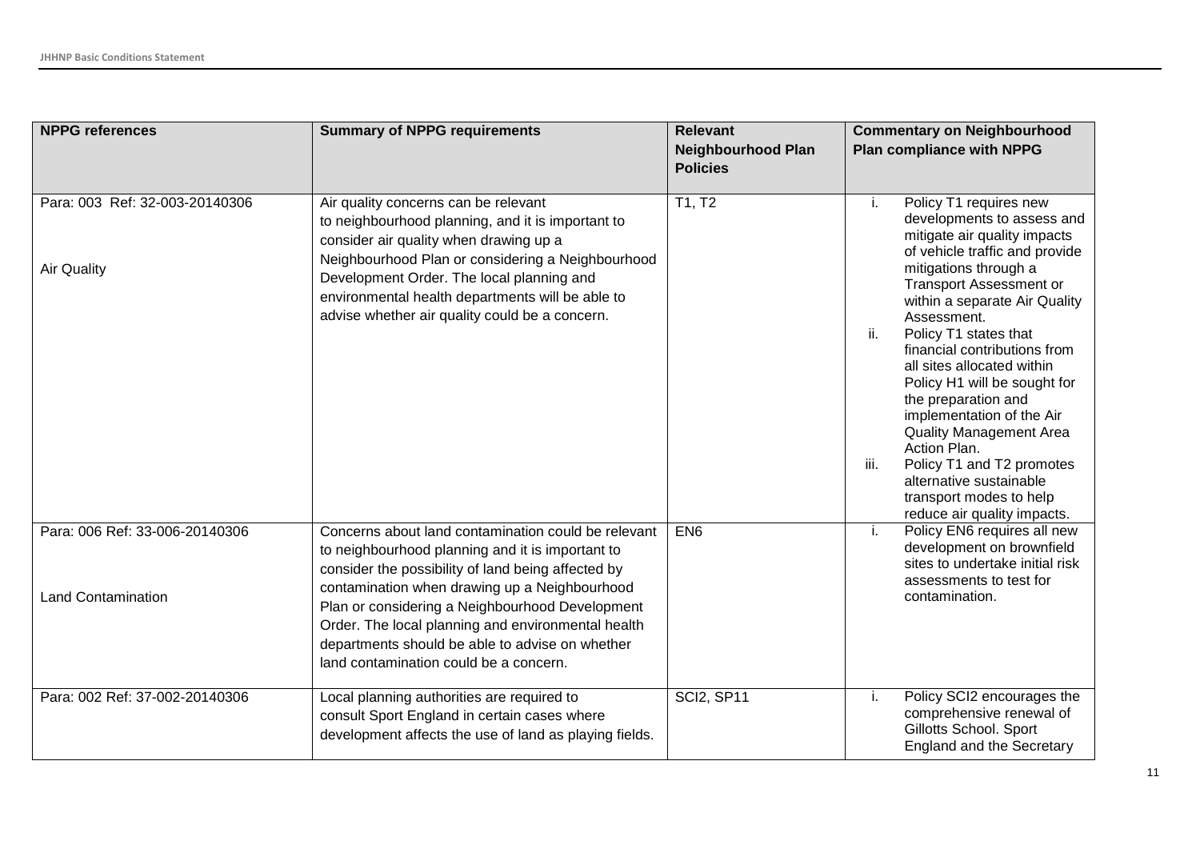| NPPG references | Summary of NPPG requirements | Relevant Neighbourhood Plan Policies | Commentary on Neighbourhood Plan compliance with NPPG |
|---|---|---|---|
| Para: 003 Ref: 32-003-20140306<br><br>Air Quality | Air quality concerns can be relevant to neighbourhood planning, and it is important to consider air quality when drawing up a Neighbourhood Plan or considering a Neighbourhood Development Order. The local planning and environmental health departments will be able to advise whether air quality could be a concern. | T1, T2 | i. Policy T1 requires new developments to assess and mitigate air quality impacts of vehicle traffic and provide mitigations through a Transport Assessment or within a separate Air Quality Assessment.<br>ii. Policy T1 states that financial contributions from all sites allocated within Policy H1 will be sought for the preparation and implementation of the Air Quality Management Area Action Plan.<br>iii. Policy T1 and T2 promotes alternative sustainable transport modes to help reduce air quality impacts. |
| Para: 006 Ref: 33-006-20140306<br><br>Land Contamination | Concerns about land contamination could be relevant to neighbourhood planning and it is important to consider the possibility of land being affected by contamination when drawing up a Neighbourhood Plan or considering a Neighbourhood Development Order. The local planning and environmental health departments should be able to advise on whether land contamination could be a concern. | EN6 | i. Policy EN6 requires all new development on brownfield sites to undertake initial risk assessments to test for contamination. |
| Para: 002 Ref: 37-002-20140306 | Local planning authorities are required to consult Sport England in certain cases where development affects the use of land as playing fields. | SCI2, SP11 | i. Policy SCI2 encourages the comprehensive renewal of Gillotts School. Sport England and the Secretary |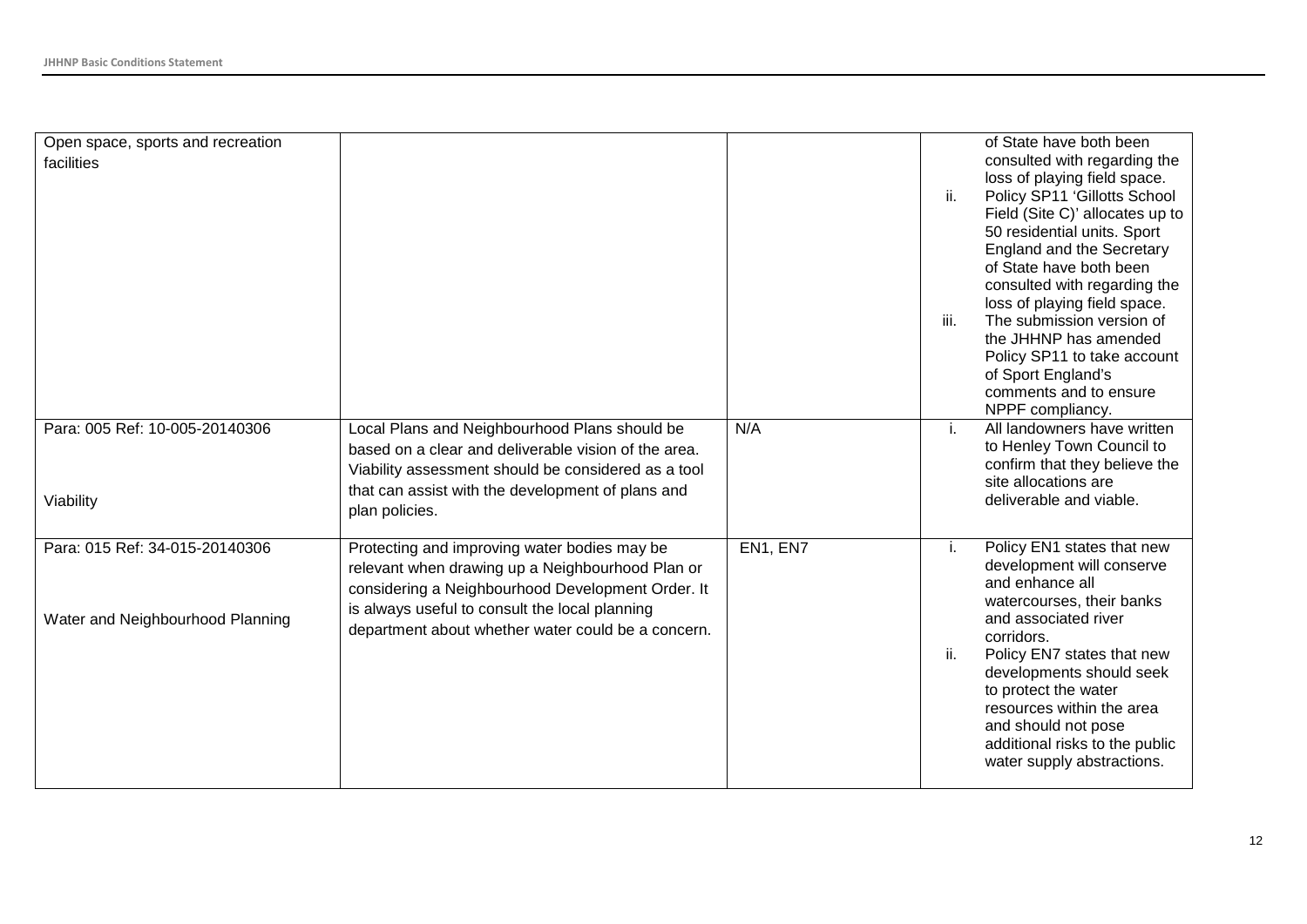| | | | |
|---|---|---|---|
| Open space, sports and recreation facilities | | | of State have both been consulted with regarding the loss of playing field space.<br>ii. Policy SP11 'Gillotts School Field (Site C)' allocates up to 50 residential units. Sport England and the Secretary of State have both been consulted with regarding the loss of playing field space.<br>iii. The submission version of the JHHNP has amended Policy SP11 to take account of Sport England's comments and to ensure NPPF compliancy. |
| Para: 005 Ref: 10-005-20140306<br><br>Viability | Local Plans and Neighbourhood Plans should be based on a clear and deliverable vision of the area. Viability assessment should be considered as a tool that can assist with the development of plans and plan policies. | N/A | i. All landowners have written to Henley Town Council to confirm that they believe the site allocations are deliverable and viable. |
| Para: 015 Ref: 34-015-20140306<br><br>Water and Neighbourhood Planning | Protecting and improving water bodies may be relevant when drawing up a Neighbourhood Plan or considering a Neighbourhood Development Order. It is always useful to consult the local planning department about whether water could be a concern. | EN1, EN7 | i. Policy EN1 states that new development will conserve and enhance all watercourses, their banks and associated river corridors.<br>ii. Policy EN7 states that new developments should seek to protect the water resources within the area and should not pose additional risks to the public water supply abstractions. |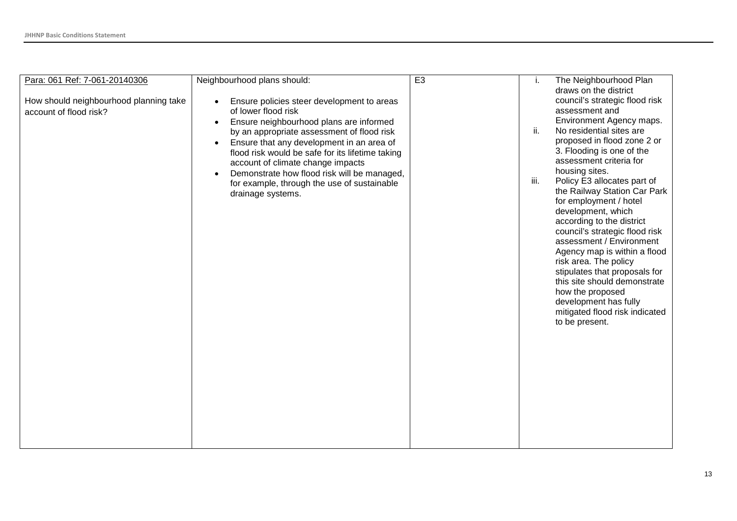| Para: 061 Ref: 7-061-20140306<br><br>How should neighbourhood planning take account of flood risk? | Neighbourhood plans should:<br><br>• Ensure policies steer development to areas of lower flood risk<br>• Ensure neighbourhood plans are informed by an appropriate assessment of flood risk<br>• Ensure that any development in an area of flood risk would be safe for its lifetime taking account of climate change impacts<br>• Demonstrate how flood risk will be managed, for example, through the use of sustainable drainage systems. | E3 | i. The Neighbourhood Plan draws on the district council's strategic flood risk assessment and Environment Agency maps.<br>ii. No residential sites are proposed in flood zone 2 or 3. Flooding is one of the assessment criteria for housing sites.<br>iii. Policy E3 allocates part of the Railway Station Car Park for employment / hotel development, which according to the district council's strategic flood risk assessment / Environment Agency map is within a flood risk area. The policy stipulates that proposals for this site should demonstrate how the proposed development has fully mitigated flood risk indicated to be present. |
|---|---|---|---|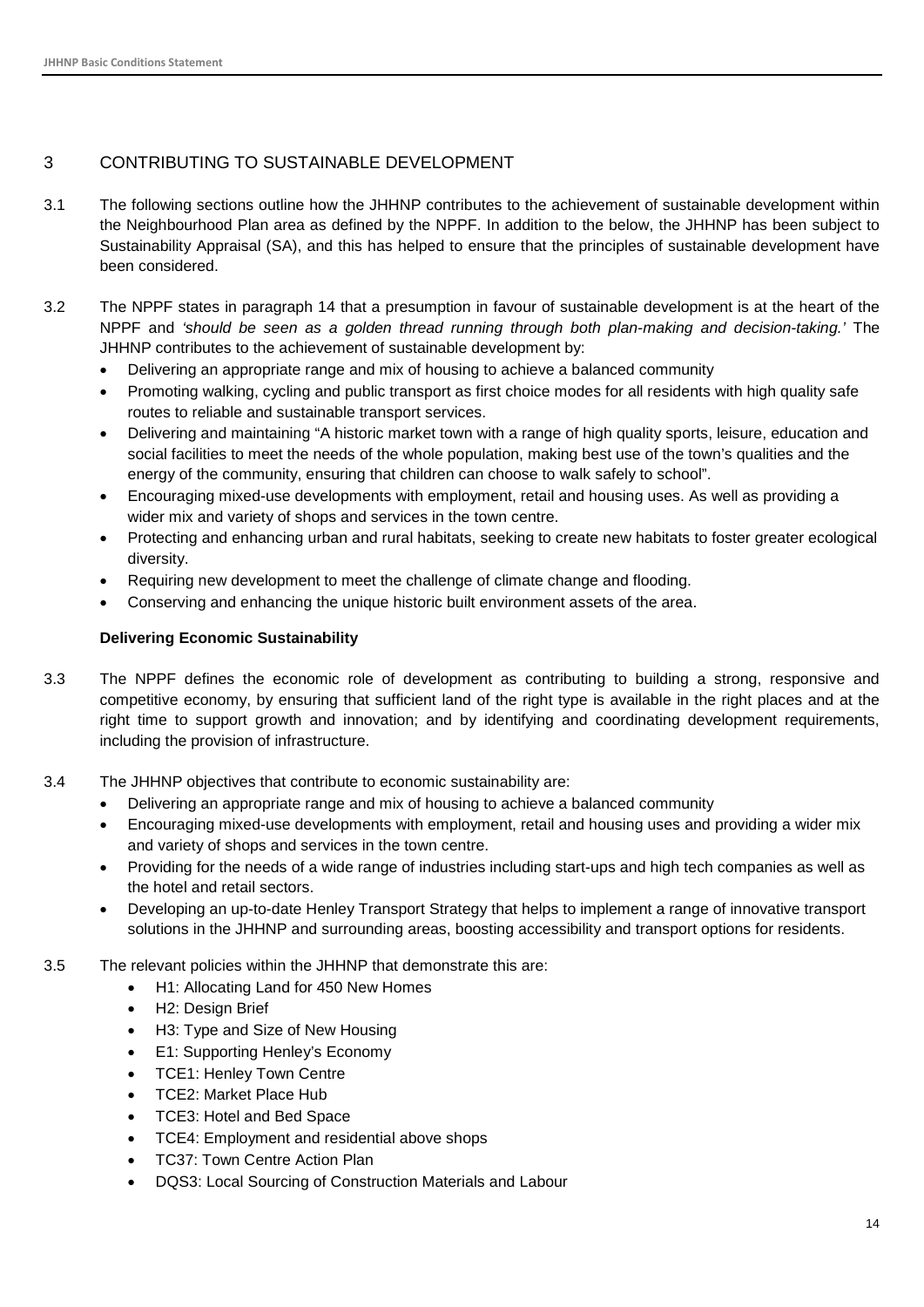## 3 CONTRIBUTING TO SUSTAINABLE DEVELOPMENT

3.1 The following sections outline how the JHHNP contributes to the achievement of sustainable development within the Neighbourhood Plan area as defined by the NPPF. In addition to the below, the JHHNP has been subject to Sustainability Appraisal (SA), and this has helped to ensure that the principles of sustainable development have been considered.

3.2 The NPPF states in paragraph 14 that a presumption in favour of sustainable development is at the heart of the NPPF and *'should be seen as a golden thread running through both plan-making and decision-taking.'* The JHHNP contributes to the achievement of sustainable development by:

- Delivering an appropriate range and mix of housing to achieve a balanced community
- Promoting walking, cycling and public transport as first choice modes for all residents with high quality safe routes to reliable and sustainable transport services.
- Delivering and maintaining "A historic market town with a range of high quality sports, leisure, education and social facilities to meet the needs of the whole population, making best use of the town's qualities and the energy of the community, ensuring that children can choose to walk safely to school".
- Encouraging mixed-use developments with employment, retail and housing uses. As well as providing a wider mix and variety of shops and services in the town centre.
- Protecting and enhancing urban and rural habitats, seeking to create new habitats to foster greater ecological diversity.
- Requiring new development to meet the challenge of climate change and flooding.
- Conserving and enhancing the unique historic built environment assets of the area.

### Delivering Economic Sustainability

3.3 The NPPF defines the economic role of development as contributing to building a strong, responsive and competitive economy, by ensuring that sufficient land of the right type is available in the right places and at the right time to support growth and innovation; and by identifying and coordinating development requirements, including the provision of infrastructure.

3.4 The JHHNP objectives that contribute to economic sustainability are:

- Delivering an appropriate range and mix of housing to achieve a balanced community
- Encouraging mixed-use developments with employment, retail and housing uses and providing a wider mix and variety of shops and services in the town centre.
- Providing for the needs of a wide range of industries including start-ups and high tech companies as well as the hotel and retail sectors.
- Developing an up-to-date Henley Transport Strategy that helps to implement a range of innovative transport solutions in the JHHNP and surrounding areas, boosting accessibility and transport options for residents.

3.5 The relevant policies within the JHHNP that demonstrate this are:

- H1: Allocating Land for 450 New Homes
- H2: Design Brief
- H3: Type and Size of New Housing
- E1: Supporting Henley's Economy
- TCE1: Henley Town Centre
- TCE2: Market Place Hub
- TCE3: Hotel and Bed Space
- TCE4: Employment and residential above shops
- TC37: Town Centre Action Plan
- DQS3: Local Sourcing of Construction Materials and Labour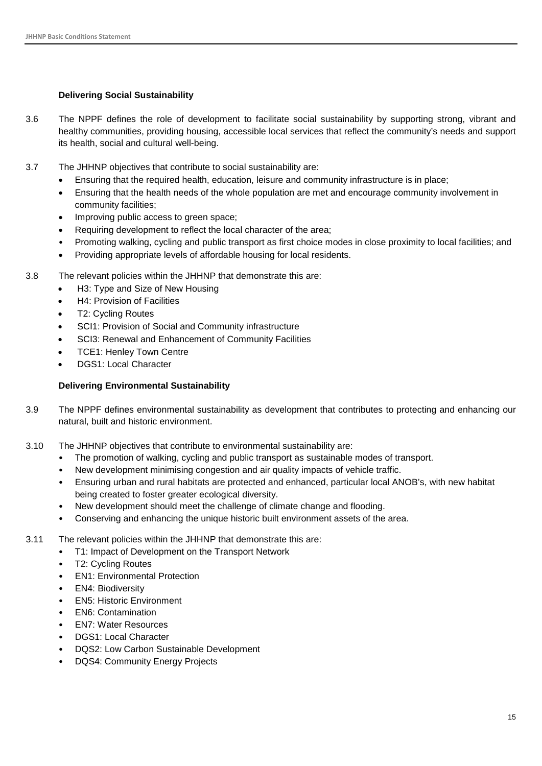### Delivering Social Sustainability

3.6 The NPPF defines the role of development to facilitate social sustainability by supporting strong, vibrant and healthy communities, providing housing, accessible local services that reflect the community's needs and support its health, social and cultural well-being.

3.7 The JHHNP objectives that contribute to social sustainability are:

- Ensuring that the required health, education, leisure and community infrastructure is in place;
- Ensuring that the health needs of the whole population are met and encourage community involvement in community facilities;
- Improving public access to green space;
- Requiring development to reflect the local character of the area;
- Promoting walking, cycling and public transport as first choice modes in close proximity to local facilities; and
- Providing appropriate levels of affordable housing for local residents.

3.8 The relevant policies within the JHHNP that demonstrate this are:

- H3: Type and Size of New Housing
- H4: Provision of Facilities
- T2: Cycling Routes
- SCI1: Provision of Social and Community infrastructure
- SCI3: Renewal and Enhancement of Community Facilities
- TCE1: Henley Town Centre
- DGS1: Local Character

### Delivering Environmental Sustainability

3.9 The NPPF defines environmental sustainability as development that contributes to protecting and enhancing our natural, built and historic environment.

3.10 The JHHNP objectives that contribute to environmental sustainability are:

- The promotion of walking, cycling and public transport as sustainable modes of transport.
- New development minimising congestion and air quality impacts of vehicle traffic.
- Ensuring urban and rural habitats are protected and enhanced, particular local ANOB's, with new habitat being created to foster greater ecological diversity.
- New development should meet the challenge of climate change and flooding.
- Conserving and enhancing the unique historic built environment assets of the area.

3.11 The relevant policies within the JHHNP that demonstrate this are:

- T1: Impact of Development on the Transport Network
- T2: Cycling Routes
- EN1: Environmental Protection
- EN4: Biodiversity
- EN5: Historic Environment
- EN6: Contamination
- EN7: Water Resources
- DGS1: Local Character
- DQS2: Low Carbon Sustainable Development
- DQS4: Community Energy Projects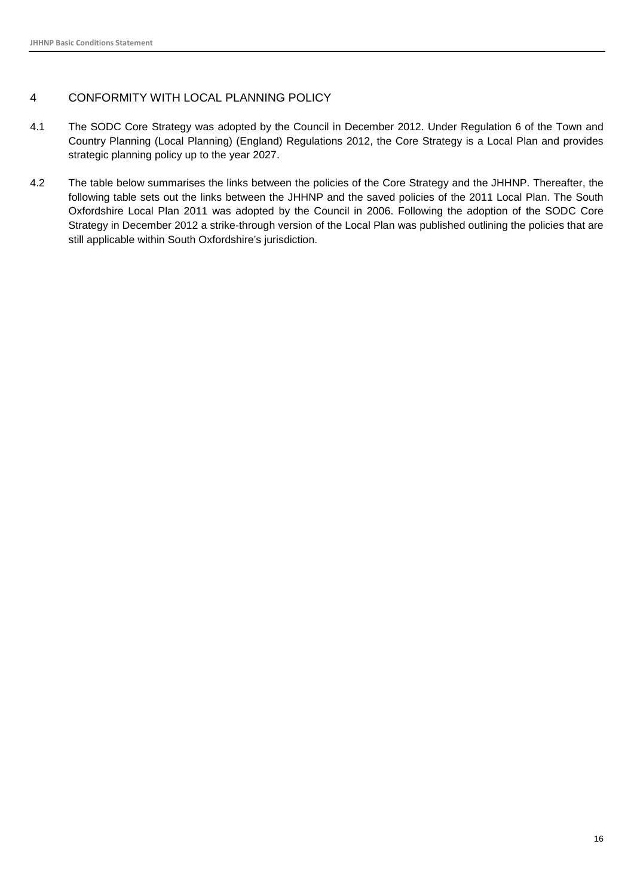## 4 CONFORMITY WITH LOCAL PLANNING POLICY

4.1 The SODC Core Strategy was adopted by the Council in December 2012. Under Regulation 6 of the Town and Country Planning (Local Planning) (England) Regulations 2012, the Core Strategy is a Local Plan and provides strategic planning policy up to the year 2027.

4.2 The table below summarises the links between the policies of the Core Strategy and the JHHNP. Thereafter, the following table sets out the links between the JHHNP and the saved policies of the 2011 Local Plan. The South Oxfordshire Local Plan 2011 was adopted by the Council in 2006. Following the adoption of the SODC Core Strategy in December 2012 a strike-through version of the Local Plan was published outlining the policies that are still applicable within South Oxfordshire's jurisdiction.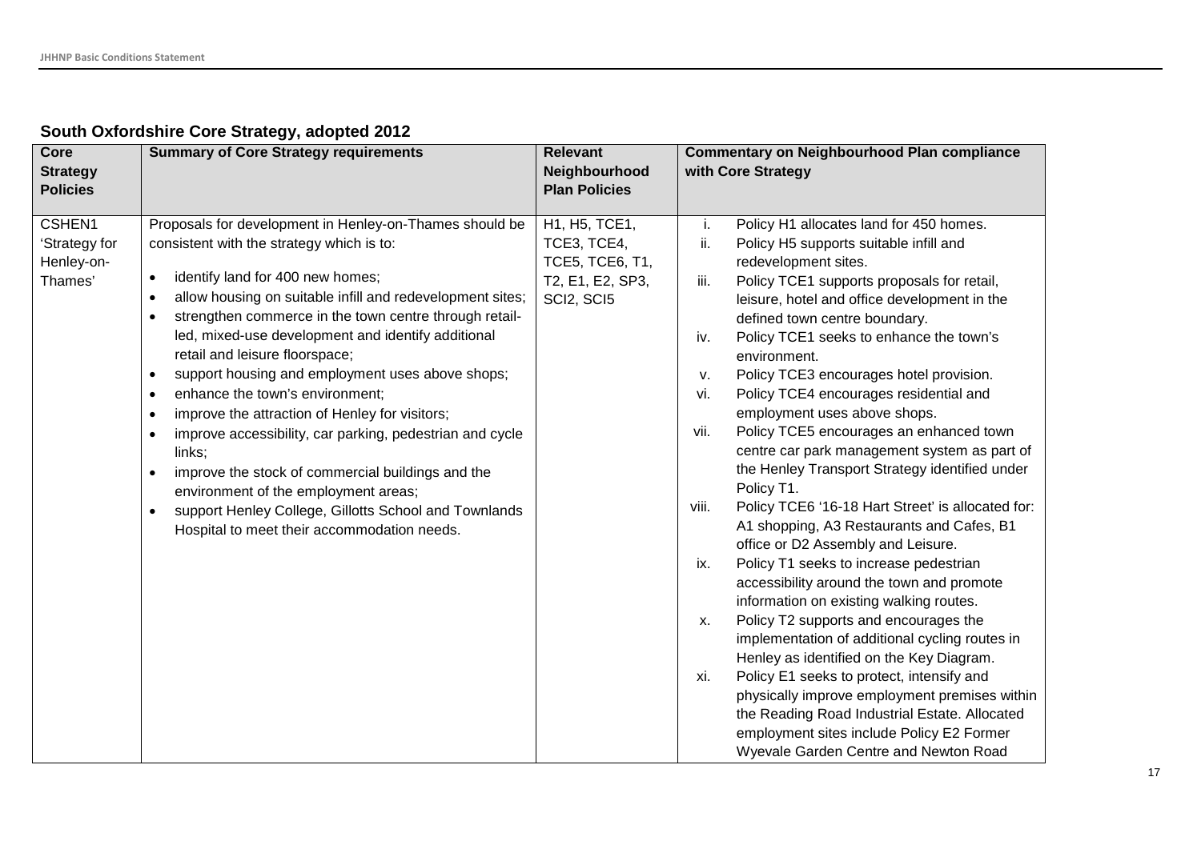## South Oxfordshire Core Strategy, adopted 2012

| Core Strategy Policies | Summary of Core Strategy requirements | Relevant Neighbourhood Plan Policies | Commentary on Neighbourhood Plan compliance with Core Strategy |
|---|---|---|---|
| CSHEN1 'Strategy for Henley-on-Thames' | Proposals for development in Henley-on-Thames should be consistent with the strategy which is to:<br>• identify land for 400 new homes;<br>• allow housing on suitable infill and redevelopment sites;<br>• strengthen commerce in the town centre through retail-led, mixed-use development and identify additional retail and leisure floorspace;<br>• support housing and employment uses above shops;<br>• enhance the town's environment;<br>• improve the attraction of Henley for visitors;<br>• improve accessibility, car parking, pedestrian and cycle links;<br>• improve the stock of commercial buildings and the environment of the employment areas;<br>• support Henley College, Gillotts School and Townlands Hospital to meet their accommodation needs. | H1, H5, TCE1, TCE3, TCE4, TCE5, TCE6, T1, T2, E1, E2, SP3, SCI2, SCI5 | i. Policy H1 allocates land for 450 homes.<br>ii. Policy H5 supports suitable infill and redevelopment sites.<br>iii. Policy TCE1 supports proposals for retail, leisure, hotel and office development in the defined town centre boundary.<br>iv. Policy TCE1 seeks to enhance the town's environment.<br>v. Policy TCE3 encourages hotel provision.<br>vi. Policy TCE4 encourages residential and employment uses above shops.<br>vii. Policy TCE5 encourages an enhanced town centre car park management system as part of the Henley Transport Strategy identified under Policy T1.<br>viii. Policy TCE6 '16-18 Hart Street' is allocated for: A1 shopping, A3 Restaurants and Cafes, B1 office or D2 Assembly and Leisure.<br>ix. Policy T1 seeks to increase pedestrian accessibility around the town and promote information on existing walking routes.<br>x. Policy T2 supports and encourages the implementation of additional cycling routes in Henley as identified on the Key Diagram.<br>xi. Policy E1 seeks to protect, intensify and physically improve employment premises within the Reading Road Industrial Estate. Allocated employment sites include Policy E2 Former Wyevale Garden Centre and Newton Road |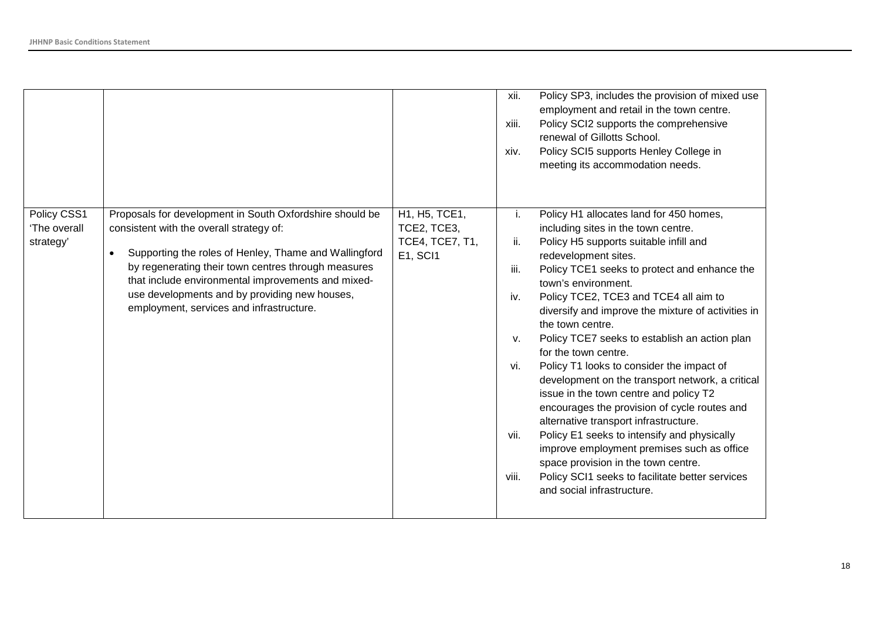| | | | |
|---|---|---|---|
| | | | xii. Policy SP3, includes the provision of mixed use employment and retail in the town centre.<br>xiii. Policy SCI2 supports the comprehensive renewal of Gillotts School.<br>xiv. Policy SCI5 supports Henley College in meeting its accommodation needs. |
| Policy CSS1 'The overall strategy' | Proposals for development in South Oxfordshire should be consistent with the overall strategy of:<br>• Supporting the roles of Henley, Thame and Wallingford by regenerating their town centres through measures that include environmental improvements and mixed-use developments and by providing new houses, employment, services and infrastructure. | H1, H5, TCE1, TCE2, TCE3, TCE4, TCE7, T1, E1, SCI1 | i. Policy H1 allocates land for 450 homes, including sites in the town centre.<br>ii. Policy H5 supports suitable infill and redevelopment sites.<br>iii. Policy TCE1 seeks to protect and enhance the town's environment.<br>iv. Policy TCE2, TCE3 and TCE4 all aim to diversify and improve the mixture of activities in the town centre.<br>v. Policy TCE7 seeks to establish an action plan for the town centre.<br>vi. Policy T1 looks to consider the impact of development on the transport network, a critical issue in the town centre and policy T2 encourages the provision of cycle routes and alternative transport infrastructure.<br>vii. Policy E1 seeks to intensify and physically improve employment premises such as office space provision in the town centre.<br>viii. Policy SCI1 seeks to facilitate better services and social infrastructure. |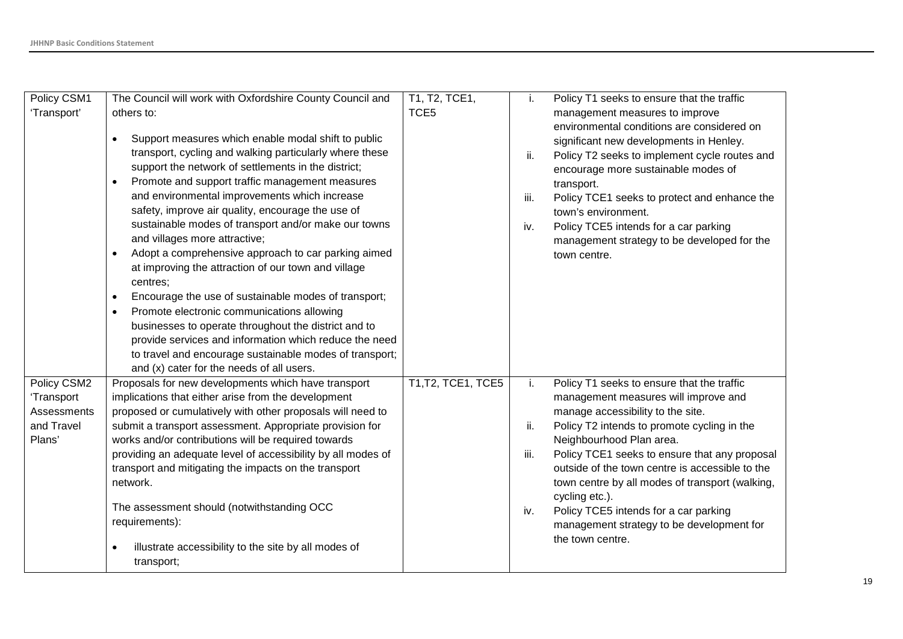| | | | |
|---|---|---|---|
| Policy CSM1 'Transport' | The Council will work with Oxfordshire County Council and others to:<br><br>• Support measures which enable modal shift to public transport, cycling and walking particularly where these support the network of settlements in the district;<br>• Promote and support traffic management measures and environmental improvements which increase safety, improve air quality, encourage the use of sustainable modes of transport and/or make our towns and villages more attractive;<br>• Adopt a comprehensive approach to car parking aimed at improving the attraction of our town and village centres;<br>• Encourage the use of sustainable modes of transport;<br>• Promote electronic communications allowing businesses to operate throughout the district and to provide services and information which reduce the need to travel and encourage sustainable modes of transport; and (x) cater for the needs of all users. | T1, T2, TCE1, TCE5 | i. Policy T1 seeks to ensure that the traffic management measures to improve environmental conditions are considered on significant new developments in Henley.<br>ii. Policy T2 seeks to implement cycle routes and encourage more sustainable modes of transport.<br>iii. Policy TCE1 seeks to protect and enhance the town's environment.<br>iv. Policy TCE5 intends for a car parking management strategy to be developed for the town centre. |
| Policy CSM2 'Transport Assessments and Travel Plans' | Proposals for new developments which have transport implications that either arise from the development proposed or cumulatively with other proposals will need to submit a transport assessment. Appropriate provision for works and/or contributions will be required towards providing an adequate level of accessibility by all modes of transport and mitigating the impacts on the transport network.<br><br>The assessment should (notwithstanding OCC requirements):<br><br>• illustrate accessibility to the site by all modes of transport; | T1,T2, TCE1, TCE5 | i. Policy T1 seeks to ensure that the traffic management measures will improve and manage accessibility to the site.<br>ii. Policy T2 intends to promote cycling in the Neighbourhood Plan area.<br>iii. Policy TCE1 seeks to ensure that any proposal outside of the town centre is accessible to the town centre by all modes of transport (walking, cycling etc.).<br>iv. Policy TCE5 intends for a car parking management strategy to be development for the town centre. |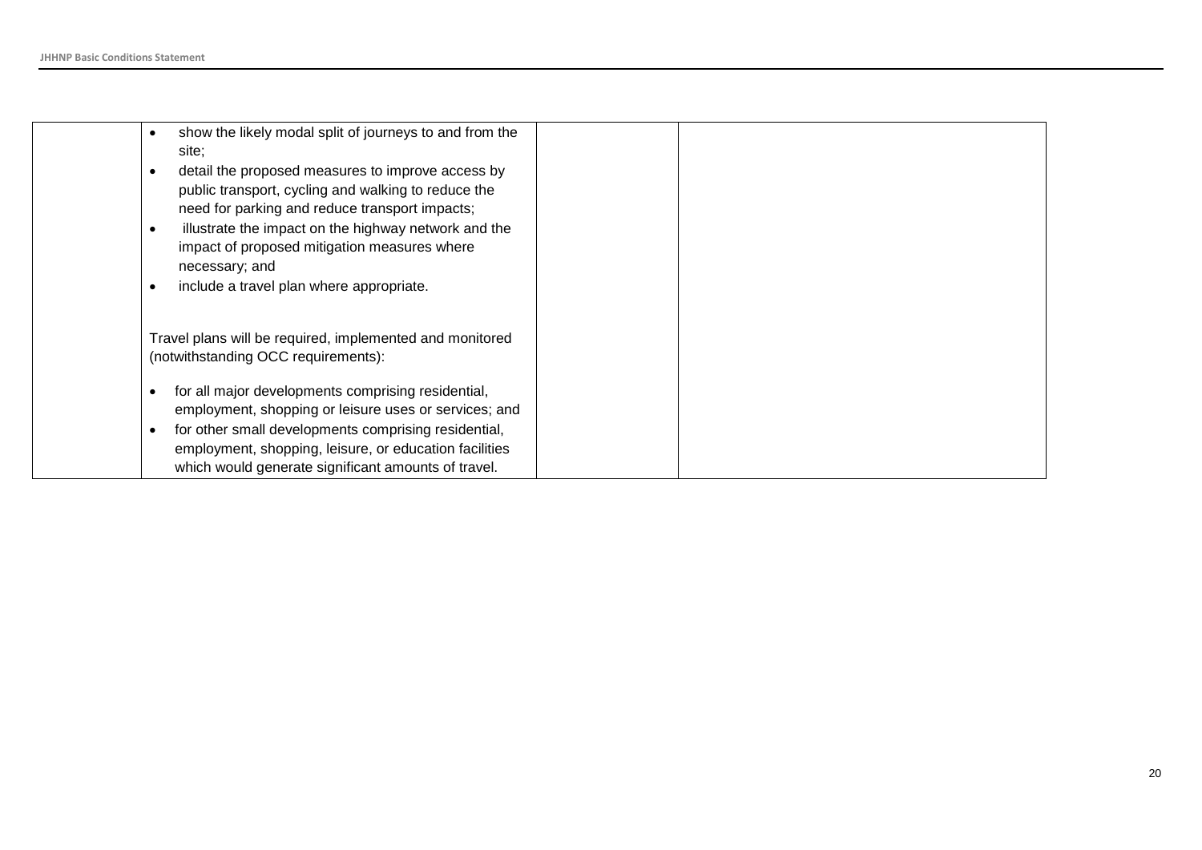|  |  |  |  |
|---|---|---|---|
|  | • show the likely modal split of journeys to and from the site;<br>• detail the proposed measures to improve access by public transport, cycling and walking to reduce the need for parking and reduce transport impacts;<br>• illustrate the impact on the highway network and the impact of proposed mitigation measures where necessary; and<br>• include a travel plan where appropriate.<br><br>Travel plans will be required, implemented and monitored (notwithstanding OCC requirements):<br><br>• for all major developments comprising residential, employment, shopping or leisure uses or services; and<br>• for other small developments comprising residential, employment, shopping, leisure, or education facilities which would generate significant amounts of travel. |  |  |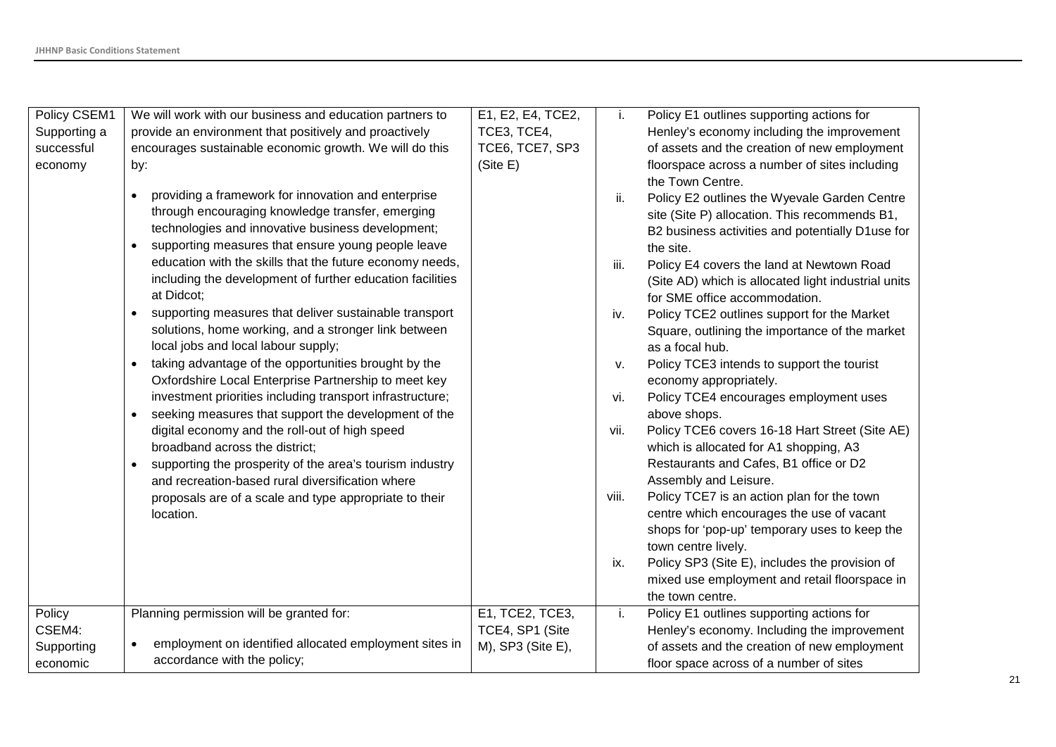| | | | |
|---|---|---|---|
| Policy CSEM1 Supporting a successful economy | We will work with our business and education partners to provide an environment that positively and proactively encourages sustainable economic growth. We will do this by:<br><br>• providing a framework for innovation and enterprise through encouraging knowledge transfer, emerging technologies and innovative business development;<br>• supporting measures that ensure young people leave education with the skills that the future economy needs, including the development of further education facilities at Didcot;<br>• supporting measures that deliver sustainable transport solutions, home working, and a stronger link between local jobs and local labour supply;<br>• taking advantage of the opportunities brought by the Oxfordshire Local Enterprise Partnership to meet key investment priorities including transport infrastructure;<br>• seeking measures that support the development of the digital economy and the roll-out of high speed broadband across the district;<br>• supporting the prosperity of the area's tourism industry and recreation-based rural diversification where proposals are of a scale and type appropriate to their location. | E1, E2, E4, TCE2, TCE3, TCE4, TCE6, TCE7, SP3 (Site E) | i. Policy E1 outlines supporting actions for Henley's economy including the improvement of assets and the creation of new employment floorspace across a number of sites including the Town Centre.<br>ii. Policy E2 outlines the Wyevale Garden Centre site (Site P) allocation. This recommends B1, B2 business activities and potentially D1use for the site.<br>iii. Policy E4 covers the land at Newtown Road (Site AD) which is allocated light industrial units for SME office accommodation.<br>iv. Policy TCE2 outlines support for the Market Square, outlining the importance of the market as a focal hub.<br>v. Policy TCE3 intends to support the tourist economy appropriately.<br>vi. Policy TCE4 encourages employment uses above shops.<br>vii. Policy TCE6 covers 16-18 Hart Street (Site AE) which is allocated for A1 shopping, A3 Restaurants and Cafes, B1 office or D2 Assembly and Leisure.<br>viii. Policy TCE7 is an action plan for the town centre which encourages the use of vacant shops for 'pop-up' temporary uses to keep the town centre lively.<br>ix. Policy SP3 (Site E), includes the provision of mixed use employment and retail floorspace in the town centre. |
| Policy CSEM4: Supporting economic | Planning permission will be granted for:<br><br>• employment on identified allocated employment sites in accordance with the policy; | E1, TCE2, TCE3, TCE4, SP1 (Site M), SP3 (Site E), | i. Policy E1 outlines supporting actions for Henley's economy. Including the improvement of assets and the creation of new employment floor space across of a number of sites |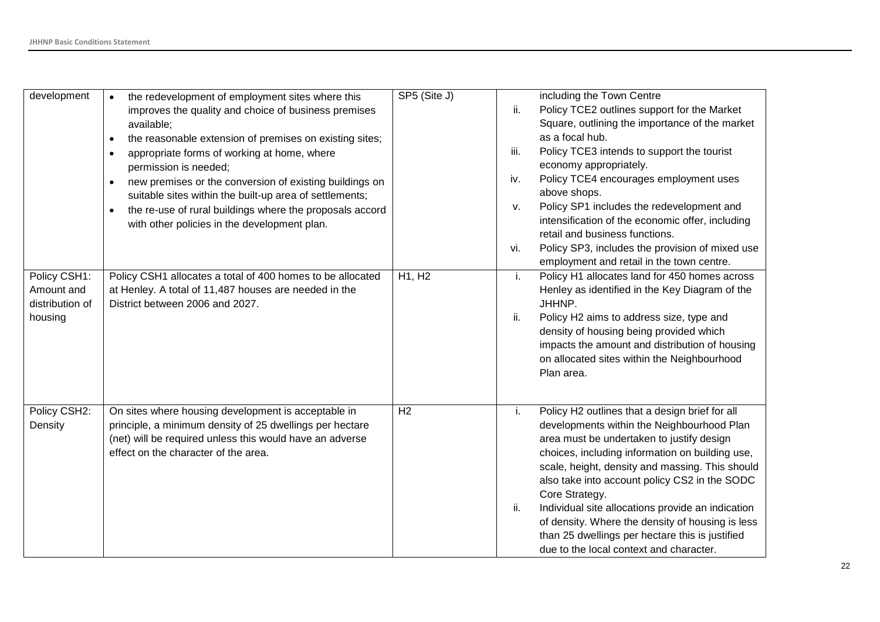| development | • the redevelopment of employment sites where this improves the quality and choice of business premises available;<br>• the reasonable extension of premises on existing sites;<br>• appropriate forms of working at home, where permission is needed;<br>• new premises or the conversion of existing buildings on suitable sites within the built-up area of settlements;<br>• the re-use of rural buildings where the proposals accord with other policies in the development plan. | SP5 (Site J) | including the Town Centre<br>ii. Policy TCE2 outlines support for the Market Square, outlining the importance of the market as a focal hub.<br>iii. Policy TCE3 intends to support the tourist economy appropriately.<br>iv. Policy TCE4 encourages employment uses above shops.<br>v. Policy SP1 includes the redevelopment and intensification of the economic offer, including retail and business functions.<br>vi. Policy SP3, includes the provision of mixed use employment and retail in the town centre. |
|---|---|---|---|
| Policy CSH1: Amount and distribution of housing | Policy CSH1 allocates a total of 400 homes to be allocated at Henley. A total of 11,487 houses are needed in the District between 2006 and 2027. | H1, H2 | i. Policy H1 allocates land for 450 homes across Henley as identified in the Key Diagram of the JHHNP.<br>ii. Policy H2 aims to address size, type and density of housing being provided which impacts the amount and distribution of housing on allocated sites within the Neighbourhood Plan area. |
| Policy CSH2: Density | On sites where housing development is acceptable in principle, a minimum density of 25 dwellings per hectare (net) will be required unless this would have an adverse effect on the character of the area. | H2 | i. Policy H2 outlines that a design brief for all developments within the Neighbourhood Plan area must be undertaken to justify design choices, including information on building use, scale, height, density and massing. This should also take into account policy CS2 in the SODC Core Strategy.<br>ii. Individual site allocations provide an indication of density. Where the density of housing is less than 25 dwellings per hectare this is justified due to the local context and character. |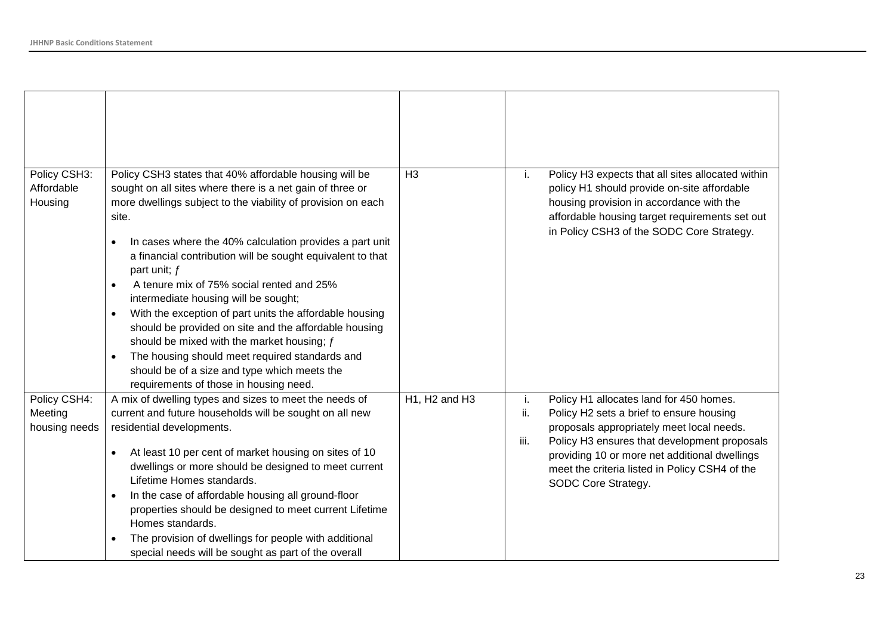| | | | |
|---|---|---|---|
| | | | |
| Policy CSH3: Affordable Housing | Policy CSH3 states that 40% affordable housing will be sought on all sites where there is a net gain of three or more dwellings subject to the viability of provision on each site.<br><br>• In cases where the 40% calculation provides a part unit a financial contribution will be sought equivalent to that part unit; ƒ<br>• A tenure mix of 75% social rented and 25% intermediate housing will be sought;<br>• With the exception of part units the affordable housing should be provided on site and the affordable housing should be mixed with the market housing; ƒ<br>• The housing should meet required standards and should be of a size and type which meets the requirements of those in housing need. | H3 | i. Policy H3 expects that all sites allocated within policy H1 should provide on-site affordable housing provision in accordance with the affordable housing target requirements set out in Policy CSH3 of the SODC Core Strategy. |
| Policy CSH4: Meeting housing needs | A mix of dwelling types and sizes to meet the needs of current and future households will be sought on all new residential developments.<br><br>• At least 10 per cent of market housing on sites of 10 dwellings or more should be designed to meet current Lifetime Homes standards.<br>• In the case of affordable housing all ground-floor properties should be designed to meet current Lifetime Homes standards.<br>• The provision of dwellings for people with additional special needs will be sought as part of the overall | H1, H2 and H3 | i. Policy H1 allocates land for 450 homes.<br>ii. Policy H2 sets a brief to ensure housing proposals appropriately meet local needs.<br>iii. Policy H3 ensures that development proposals providing 10 or more net additional dwellings meet the criteria listed in Policy CSH4 of the SODC Core Strategy. |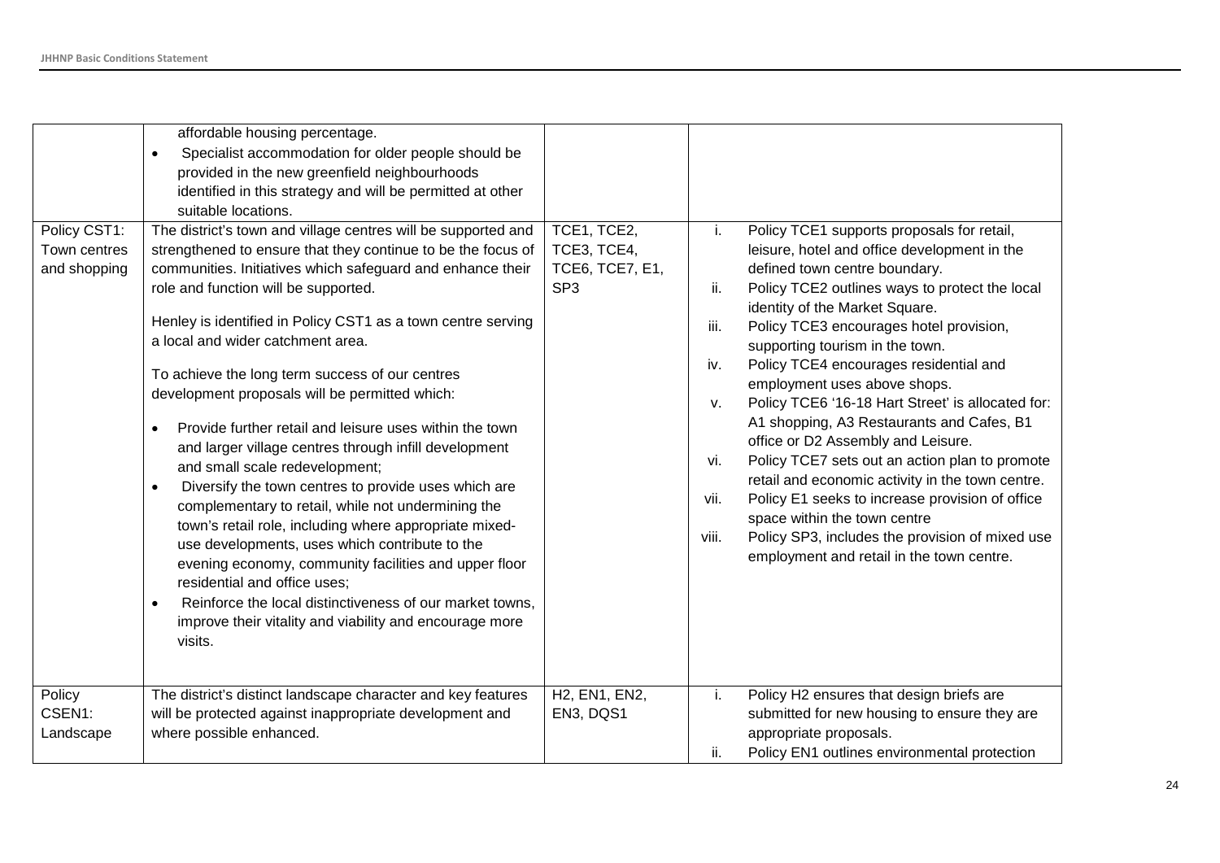| | | | |
|---|---|---|---|
| | affordable housing percentage.<br>• Specialist accommodation for older people should be provided in the new greenfield neighbourhoods identified in this strategy and will be permitted at other suitable locations. | | |
| Policy CST1: Town centres and shopping | The district's town and village centres will be supported and strengthened to ensure that they continue to be the focus of communities. Initiatives which safeguard and enhance their role and function will be supported.<br><br>Henley is identified in Policy CST1 as a town centre serving a local and wider catchment area.<br><br>To achieve the long term success of our centres development proposals will be permitted which:<br><br>• Provide further retail and leisure uses within the town and larger village centres through infill development and small scale redevelopment;<br>• Diversify the town centres to provide uses which are complementary to retail, while not undermining the town's retail role, including where appropriate mixed-use developments, uses which contribute to the evening economy, community facilities and upper floor residential and office uses;<br>• Reinforce the local distinctiveness of our market towns, improve their vitality and viability and encourage more visits. | TCE1, TCE2, TCE3, TCE4, TCE6, TCE7, E1, SP3 | i. Policy TCE1 supports proposals for retail, leisure, hotel and office development in the defined town centre boundary.<br>ii. Policy TCE2 outlines ways to protect the local identity of the Market Square.<br>iii. Policy TCE3 encourages hotel provision, supporting tourism in the town.<br>iv. Policy TCE4 encourages residential and employment uses above shops.<br>v. Policy TCE6 '16-18 Hart Street' is allocated for: A1 shopping, A3 Restaurants and Cafes, B1 office or D2 Assembly and Leisure.<br>vi. Policy TCE7 sets out an action plan to promote retail and economic activity in the town centre.<br>vii. Policy E1 seeks to increase provision of office space within the town centre<br>viii. Policy SP3, includes the provision of mixed use employment and retail in the town centre. |
| Policy CSEN1: Landscape | The district's distinct landscape character and key features will be protected against inappropriate development and where possible enhanced. | H2, EN1, EN2, EN3, DQS1 | i. Policy H2 ensures that design briefs are submitted for new housing to ensure they are appropriate proposals.<br>ii. Policy EN1 outlines environmental protection |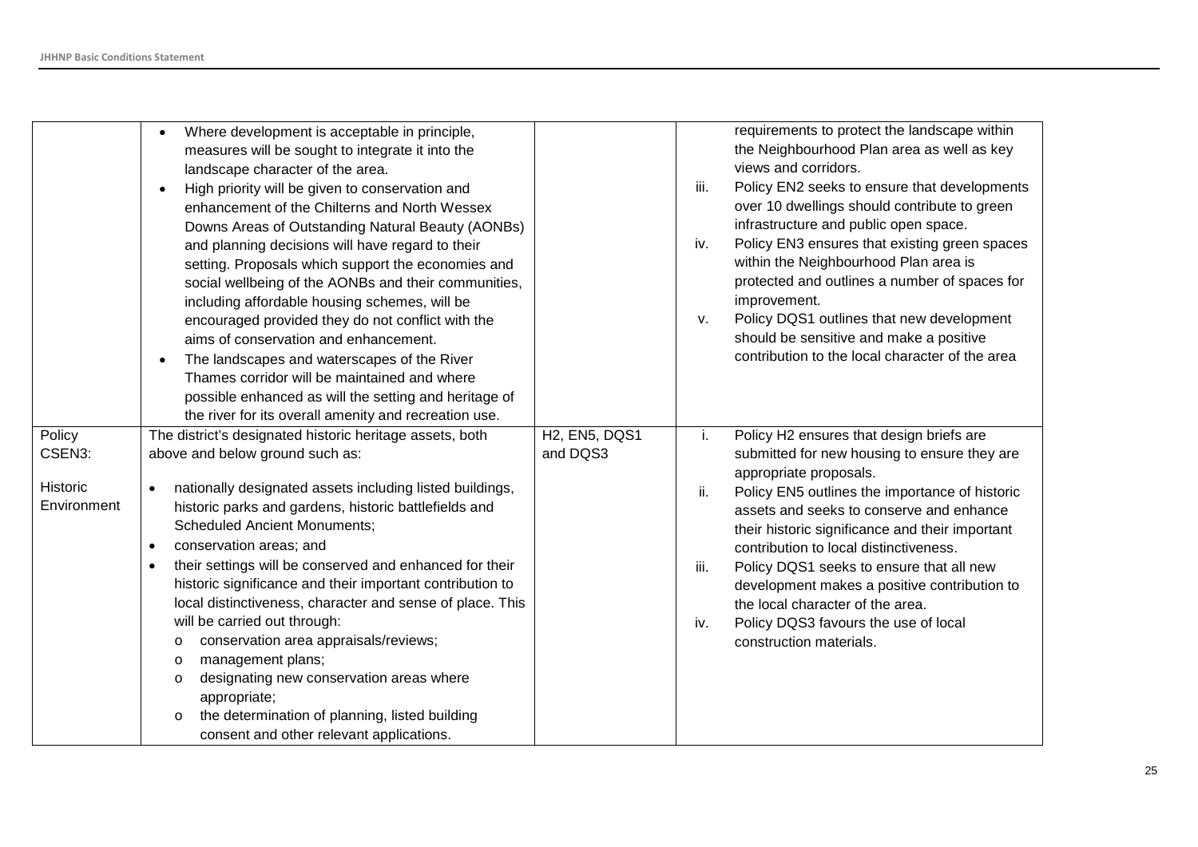| | | | |
|---|---|---|---|
| | • Where development is acceptable in principle, measures will be sought to integrate it into the landscape character of the area.<br>• High priority will be given to conservation and enhancement of the Chilterns and North Wessex Downs Areas of Outstanding Natural Beauty (AONBs) and planning decisions will have regard to their setting. Proposals which support the economies and social wellbeing of the AONBs and their communities, including affordable housing schemes, will be encouraged provided they do not conflict with the aims of conservation and enhancement.<br>• The landscapes and waterscapes of the River Thames corridor will be maintained and where possible enhanced as will the setting and heritage of the river for its overall amenity and recreation use. | | requirements to protect the landscape within the Neighbourhood Plan area as well as key views and corridors.<br>iii. Policy EN2 seeks to ensure that developments over 10 dwellings should contribute to green infrastructure and public open space.<br>iv. Policy EN3 ensures that existing green spaces within the Neighbourhood Plan area is protected and outlines a number of spaces for improvement.<br>v. Policy DQS1 outlines that new development should be sensitive and make a positive contribution to the local character of the area |
| Policy CSEN3:<br><br>Historic Environment | The district's designated historic heritage assets, both above and below ground such as:<br><br>• nationally designated assets including listed buildings, historic parks and gardens, historic battlefields and Scheduled Ancient Monuments;<br>• conservation areas; and<br>• their settings will be conserved and enhanced for their historic significance and their important contribution to local distinctiveness, character and sense of place. This will be carried out through:<br>  o conservation area appraisals/reviews;<br>  o management plans;<br>  o designating new conservation areas where appropriate;<br>  o the determination of planning, listed building consent and other relevant applications. | H2, EN5, DQS1 and DQS3 | i. Policy H2 ensures that design briefs are submitted for new housing to ensure they are appropriate proposals.<br>ii. Policy EN5 outlines the importance of historic assets and seeks to conserve and enhance their historic significance and their important contribution to local distinctiveness.<br>iii. Policy DQS1 seeks to ensure that all new development makes a positive contribution to the local character of the area.<br>iv. Policy DQS3 favours the use of local construction materials. |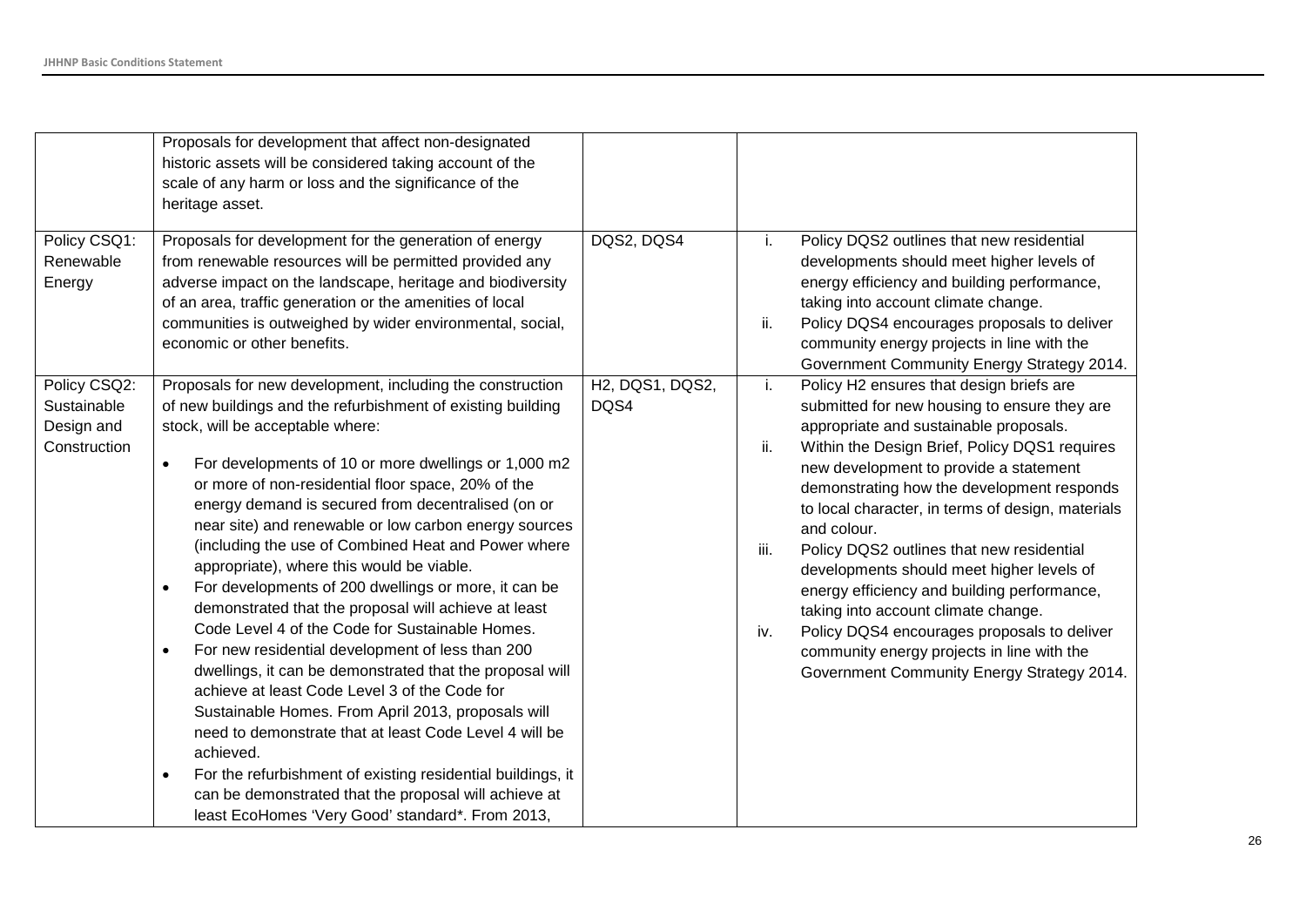| | | | |
|---|---|---|---|
| | Proposals for development that affect non-designated historic assets will be considered taking account of the scale of any harm or loss and the significance of the heritage asset. | | |
| Policy CSQ1: Renewable Energy | Proposals for development for the generation of energy from renewable resources will be permitted provided any adverse impact on the landscape, heritage and biodiversity of an area, traffic generation or the amenities of local communities is outweighed by wider environmental, social, economic or other benefits. | DQS2, DQS4 | i. Policy DQS2 outlines that new residential developments should meet higher levels of energy efficiency and building performance, taking into account climate change.<br>ii. Policy DQS4 encourages proposals to deliver community energy projects in line with the Government Community Energy Strategy 2014. |
| Policy CSQ2: Sustainable Design and Construction | Proposals for new development, including the construction of new buildings and the refurbishment of existing building stock, will be acceptable where:<br>• For developments of 10 or more dwellings or 1,000 m2 or more of non-residential floor space, 20% of the energy demand is secured from decentralised (on or near site) and renewable or low carbon energy sources (including the use of Combined Heat and Power where appropriate), where this would be viable.<br>• For developments of 200 dwellings or more, it can be demonstrated that the proposal will achieve at least Code Level 4 of the Code for Sustainable Homes.<br>• For new residential development of less than 200 dwellings, it can be demonstrated that the proposal will achieve at least Code Level 3 of the Code for Sustainable Homes. From April 2013, proposals will need to demonstrate that at least Code Level 4 will be achieved.<br>• For the refurbishment of existing residential buildings, it can be demonstrated that the proposal will achieve at least EcoHomes 'Very Good' standard*. From 2013, | H2, DQS1, DQS2, DQS4 | i. Policy H2 ensures that design briefs are submitted for new housing to ensure they are appropriate and sustainable proposals.<br>ii. Within the Design Brief, Policy DQS1 requires new development to provide a statement demonstrating how the development responds to local character, in terms of design, materials and colour.<br>iii. Policy DQS2 outlines that new residential developments should meet higher levels of energy efficiency and building performance, taking into account climate change.<br>iv. Policy DQS4 encourages proposals to deliver community energy projects in line with the Government Community Energy Strategy 2014. |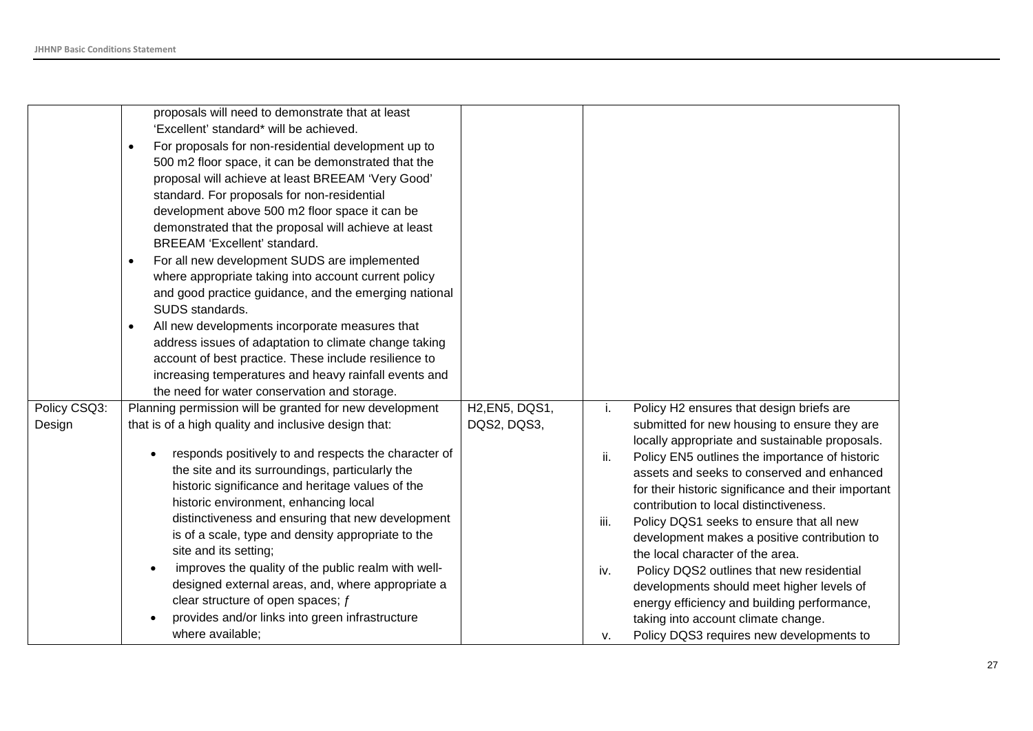| | | | |
|---|---|---|---|
| | proposals will need to demonstrate that at least 'Excellent' standard* will be achieved.<br>• For proposals for non-residential development up to 500 m2 floor space, it can be demonstrated that the proposal will achieve at least BREEAM 'Very Good' standard. For proposals for non-residential development above 500 m2 floor space it can be demonstrated that the proposal will achieve at least BREEAM 'Excellent' standard.<br>• For all new development SUDS are implemented where appropriate taking into account current policy and good practice guidance, and the emerging national SUDS standards.<br>• All new developments incorporate measures that address issues of adaptation to climate change taking account of best practice. These include resilience to increasing temperatures and heavy rainfall events and the need for water conservation and storage. | | |
| Policy CSQ3: Design | Planning permission will be granted for new development that is of a high quality and inclusive design that:<br>• responds positively to and respects the character of the site and its surroundings, particularly the historic significance and heritage values of the historic environment, enhancing local distinctiveness and ensuring that new development is of a scale, type and density appropriate to the site and its setting;<br>• improves the quality of the public realm with well-designed external areas, and, where appropriate a clear structure of open spaces; ƒ<br>• provides and/or links into green infrastructure where available; | H2,EN5, DQS1, DQS2, DQS3, | i. Policy H2 ensures that design briefs are submitted for new housing to ensure they are locally appropriate and sustainable proposals.<br>ii. Policy EN5 outlines the importance of historic assets and seeks to conserved and enhanced for their historic significance and their important contribution to local distinctiveness.<br>iii. Policy DQS1 seeks to ensure that all new development makes a positive contribution to the local character of the area.<br>iv. Policy DQS2 outlines that new residential developments should meet higher levels of energy efficiency and building performance, taking into account climate change.<br>v. Policy DQS3 requires new developments to |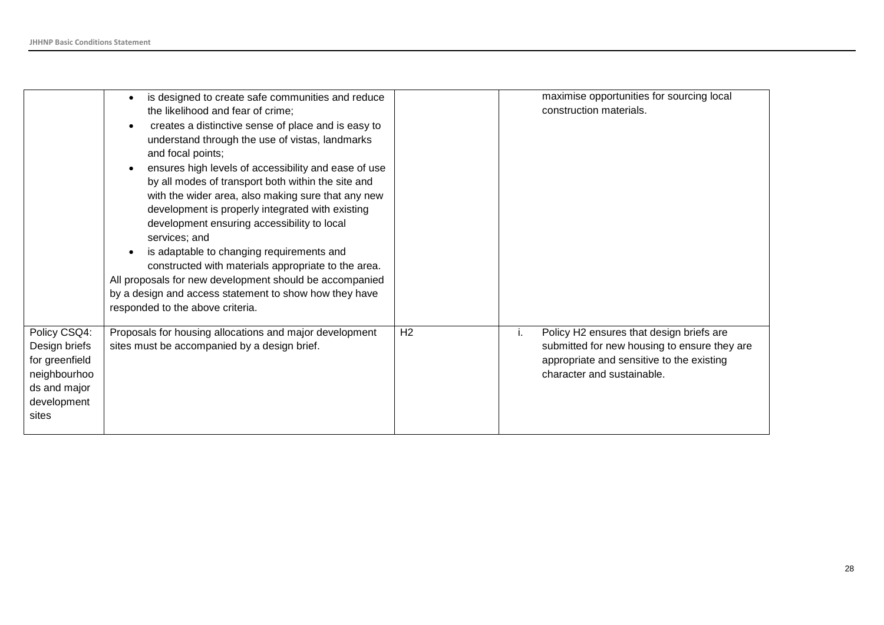| | | | |
|---|---|---|---|
| | • is designed to create safe communities and reduce the likelihood and fear of crime;<br>• creates a distinctive sense of place and is easy to understand through the use of vistas, landmarks and focal points;<br>• ensures high levels of accessibility and ease of use by all modes of transport both within the site and with the wider area, also making sure that any new development is properly integrated with existing development ensuring accessibility to local services; and<br>• is adaptable to changing requirements and constructed with materials appropriate to the area.<br>All proposals for new development should be accompanied by a design and access statement to show how they have responded to the above criteria. | | maximise opportunities for sourcing local construction materials. |
| Policy CSQ4: Design briefs for greenfield neighbourhoods and major development sites | Proposals for housing allocations and major development sites must be accompanied by a design brief. | H2 | i. Policy H2 ensures that design briefs are submitted for new housing to ensure they are appropriate and sensitive to the existing character and sustainable. |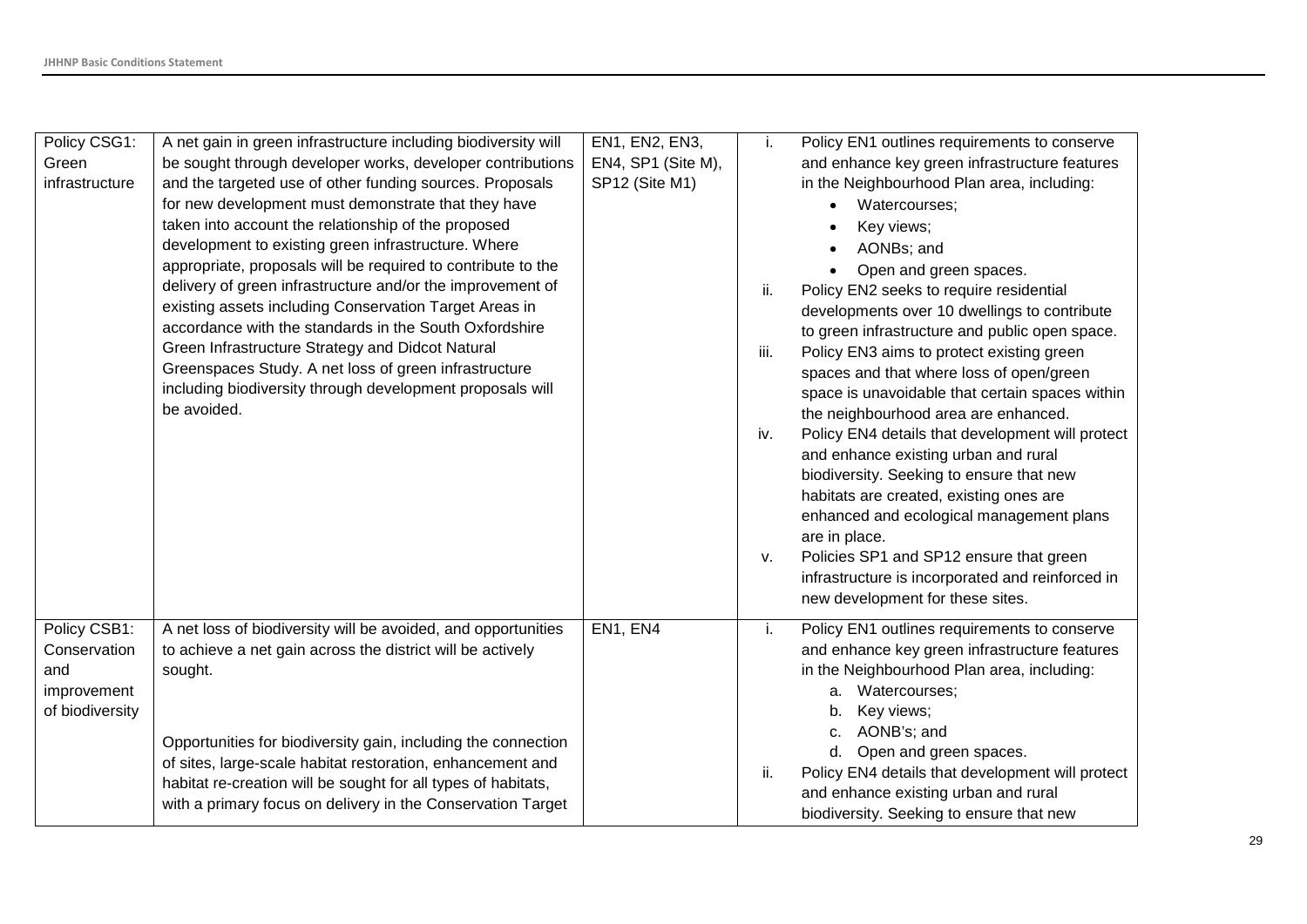| Policy CSG1: Green infrastructure | A net gain in green infrastructure including biodiversity will be sought through developer works, developer contributions and the targeted use of other funding sources. Proposals for new development must demonstrate that they have taken into account the relationship of the proposed development to existing green infrastructure. Where appropriate, proposals will be required to contribute to the delivery of green infrastructure and/or the improvement of existing assets including Conservation Target Areas in accordance with the standards in the South Oxfordshire Green Infrastructure Strategy and Didcot Natural Greenspaces Study. A net loss of green infrastructure including biodiversity through development proposals will be avoided. | EN1, EN2, EN3, EN4, SP1 (Site M), SP12 (Site M1) | i. Policy EN1 outlines requirements to conserve and enhance key green infrastructure features in the Neighbourhood Plan area, including: <br>• Watercourses; <br>• Key views; <br>• AONBs; and <br>• Open and green spaces. <br>ii. Policy EN2 seeks to require residential developments over 10 dwellings to contribute to green infrastructure and public open space. <br>iii. Policy EN3 aims to protect existing green spaces and that where loss of open/green space is unavoidable that certain spaces within the neighbourhood area are enhanced. <br>iv. Policy EN4 details that development will protect and enhance existing urban and rural biodiversity. Seeking to ensure that new habitats are created, existing ones are enhanced and ecological management plans are in place. <br>v. Policies SP1 and SP12 ensure that green infrastructure is incorporated and reinforced in new development for these sites. |
|---|---|---|---|
| Policy CSB1: Conservation and improvement of biodiversity | A net loss of biodiversity will be avoided, and opportunities to achieve a net gain across the district will be actively sought. <br><br>Opportunities for biodiversity gain, including the connection of sites, large-scale habitat restoration, enhancement and habitat re-creation will be sought for all types of habitats, with a primary focus on delivery in the Conservation Target | EN1, EN4 | i. Policy EN1 outlines requirements to conserve and enhance key green infrastructure features in the Neighbourhood Plan area, including: <br>a. Watercourses; <br>b. Key views; <br>c. AONB's; and <br>d. Open and green spaces. <br>ii. Policy EN4 details that development will protect and enhance existing urban and rural biodiversity. Seeking to ensure that new |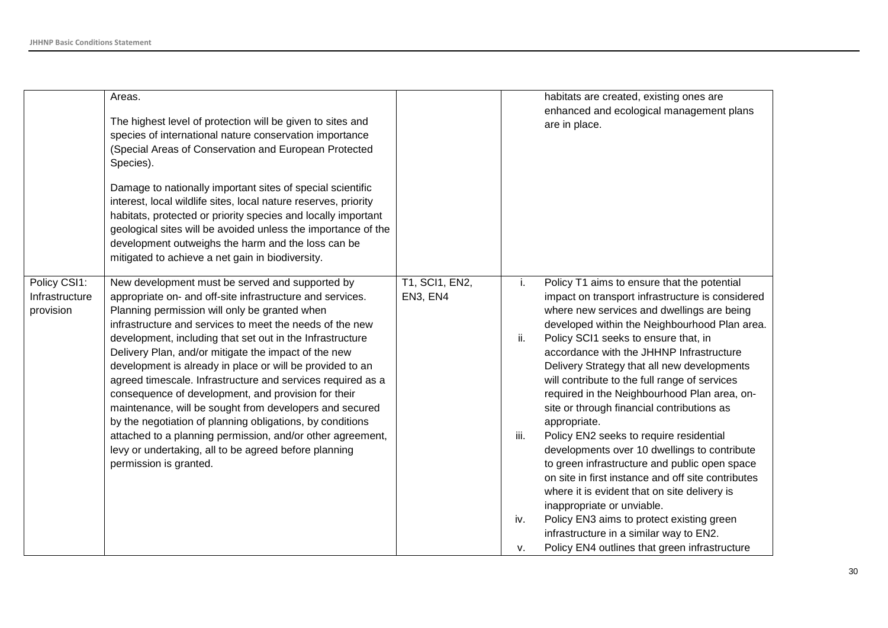| | | | |
|---|---|---|---|
| | Areas.<br><br>The highest level of protection will be given to sites and species of international nature conservation importance (Special Areas of Conservation and European Protected Species).<br><br>Damage to nationally important sites of special scientific interest, local wildlife sites, local nature reserves, priority habitats, protected or priority species and locally important geological sites will be avoided unless the importance of the development outweighs the harm and the loss can be mitigated to achieve a net gain in biodiversity. | | habitats are created, existing ones are enhanced and ecological management plans are in place. |
| Policy CSI1: Infrastructure provision | New development must be served and supported by appropriate on- and off-site infrastructure and services. Planning permission will only be granted when infrastructure and services to meet the needs of the new development, including that set out in the Infrastructure Delivery Plan, and/or mitigate the impact of the new development is already in place or will be provided to an agreed timescale. Infrastructure and services required as a consequence of development, and provision for their maintenance, will be sought from developers and secured by the negotiation of planning obligations, by conditions attached to a planning permission, and/or other agreement, levy or undertaking, all to be agreed before planning permission is granted. | T1, SCI1, EN2, EN3, EN4 | i. Policy T1 aims to ensure that the potential impact on transport infrastructure is considered where new services and dwellings are being developed within the Neighbourhood Plan area.<br>ii. Policy SCI1 seeks to ensure that, in accordance with the JHHNP Infrastructure Delivery Strategy that all new developments will contribute to the full range of services required in the Neighbourhood Plan area, on-site or through financial contributions as appropriate.<br>iii. Policy EN2 seeks to require residential developments over 10 dwellings to contribute to green infrastructure and public open space on site in first instance and off site contributes where it is evident that on site delivery is inappropriate or unviable.<br>iv. Policy EN3 aims to protect existing green infrastructure in a similar way to EN2.<br>v. Policy EN4 outlines that green infrastructure |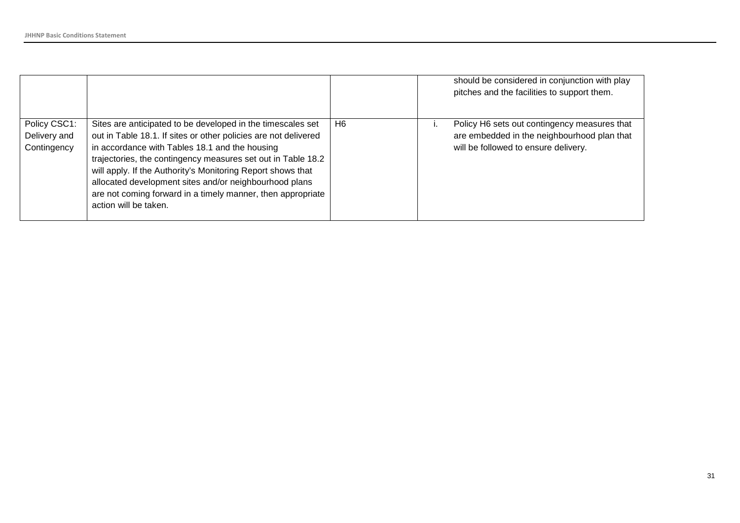| | | | |
|---|---|---|---|
| | | | should be considered in conjunction with play pitches and the facilities to support them. |
| Policy CSC1: Delivery and Contingency | Sites are anticipated to be developed in the timescales set out in Table 18.1. If sites or other policies are not delivered in accordance with Tables 18.1 and the housing trajectories, the contingency measures set out in Table 18.2 will apply. If the Authority's Monitoring Report shows that allocated development sites and/or neighbourhood plans are not coming forward in a timely manner, then appropriate action will be taken. | H6 | i. Policy H6 sets out contingency measures that are embedded in the neighbourhood plan that will be followed to ensure delivery. |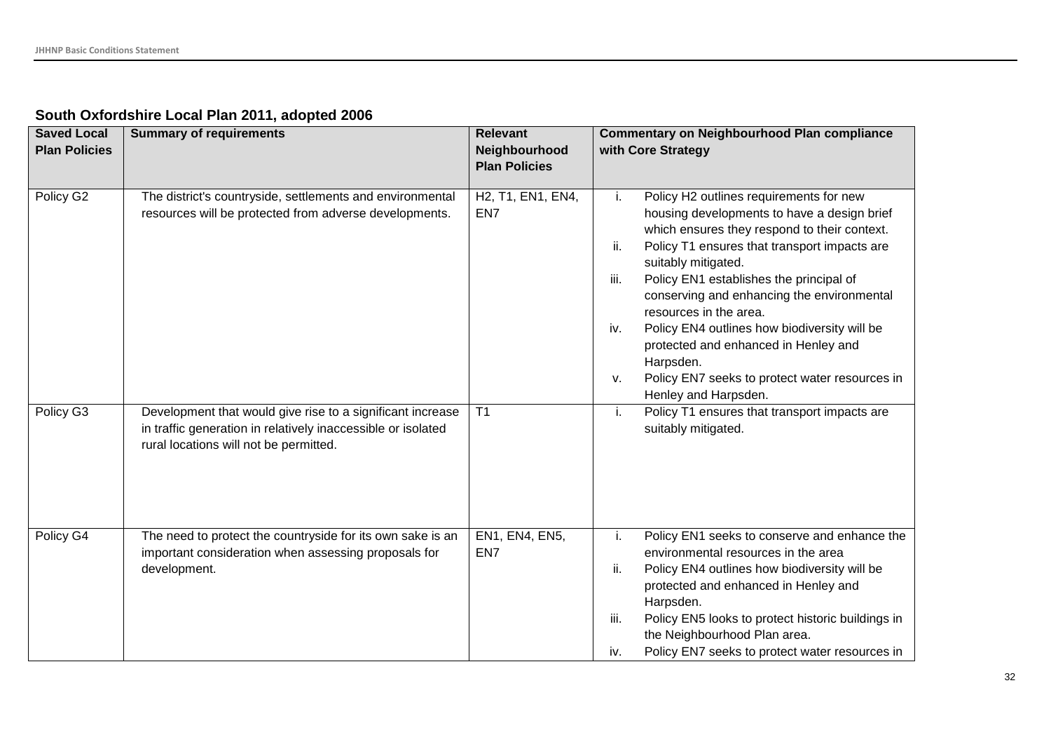**South Oxfordshire Local Plan 2011, adopted 2006**

| Saved Local Plan Policies | Summary of requirements | Relevant Neighbourhood Plan Policies | Commentary on Neighbourhood Plan compliance with Core Strategy |
|---|---|---|---|
| Policy G2 | The district's countryside, settlements and environmental resources will be protected from adverse developments. | H2, T1, EN1, EN4, EN7 | i. Policy H2 outlines requirements for new housing developments to have a design brief which ensures they respond to their context. ii. Policy T1 ensures that transport impacts are suitably mitigated. iii. Policy EN1 establishes the principal of conserving and enhancing the environmental resources in the area. iv. Policy EN4 outlines how biodiversity will be protected and enhanced in Henley and Harpsden. v. Policy EN7 seeks to protect water resources in Henley and Harpsden. |
| Policy G3 | Development that would give rise to a significant increase in traffic generation in relatively inaccessible or isolated rural locations will not be permitted. | T1 | i. Policy T1 ensures that transport impacts are suitably mitigated. |
| Policy G4 | The need to protect the countryside for its own sake is an important consideration when assessing proposals for development. | EN1, EN4, EN5, EN7 | i. Policy EN1 seeks to conserve and enhance the environmental resources in the area ii. Policy EN4 outlines how biodiversity will be protected and enhanced in Henley and Harpsden. iii. Policy EN5 looks to protect historic buildings in the Neighbourhood Plan area. iv. Policy EN7 seeks to protect water resources in |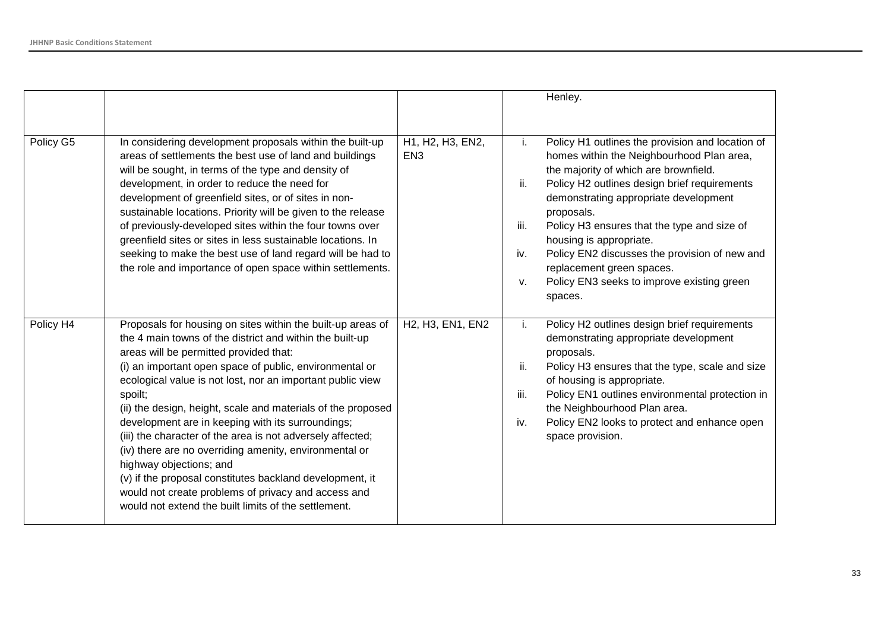| | | | |
|---|---|---|---|
| | | | Henley. |
| Policy G5 | In considering development proposals within the built-up areas of settlements the best use of land and buildings will be sought, in terms of the type and density of development, in order to reduce the need for development of greenfield sites, or of sites in non-sustainable locations. Priority will be given to the release of previously-developed sites within the four towns over greenfield sites or sites in less sustainable locations. In seeking to make the best use of land regard will be had to the role and importance of open space within settlements. | H1, H2, H3, EN2, EN3 | i. Policy H1 outlines the provision and location of homes within the Neighbourhood Plan area, the majority of which are brownfield.<br>ii. Policy H2 outlines design brief requirements demonstrating appropriate development proposals.<br>iii. Policy H3 ensures that the type and size of housing is appropriate.<br>iv. Policy EN2 discusses the provision of new and replacement green spaces.<br>v. Policy EN3 seeks to improve existing green spaces. |
| Policy H4 | Proposals for housing on sites within the built-up areas of the 4 main towns of the district and within the built-up areas will be permitted provided that:<br>(i) an important open space of public, environmental or ecological value is not lost, nor an important public view spoilt;<br>(ii) the design, height, scale and materials of the proposed development are in keeping with its surroundings;<br>(iii) the character of the area is not adversely affected;<br>(iv) there are no overriding amenity, environmental or highway objections; and<br>(v) if the proposal constitutes backland development, it would not create problems of privacy and access and would not extend the built limits of the settlement. | H2, H3, EN1, EN2 | i. Policy H2 outlines design brief requirements demonstrating appropriate development proposals.<br>ii. Policy H3 ensures that the type, scale and size of housing is appropriate.<br>iii. Policy EN1 outlines environmental protection in the Neighbourhood Plan area.<br>iv. Policy EN2 looks to protect and enhance open space provision. |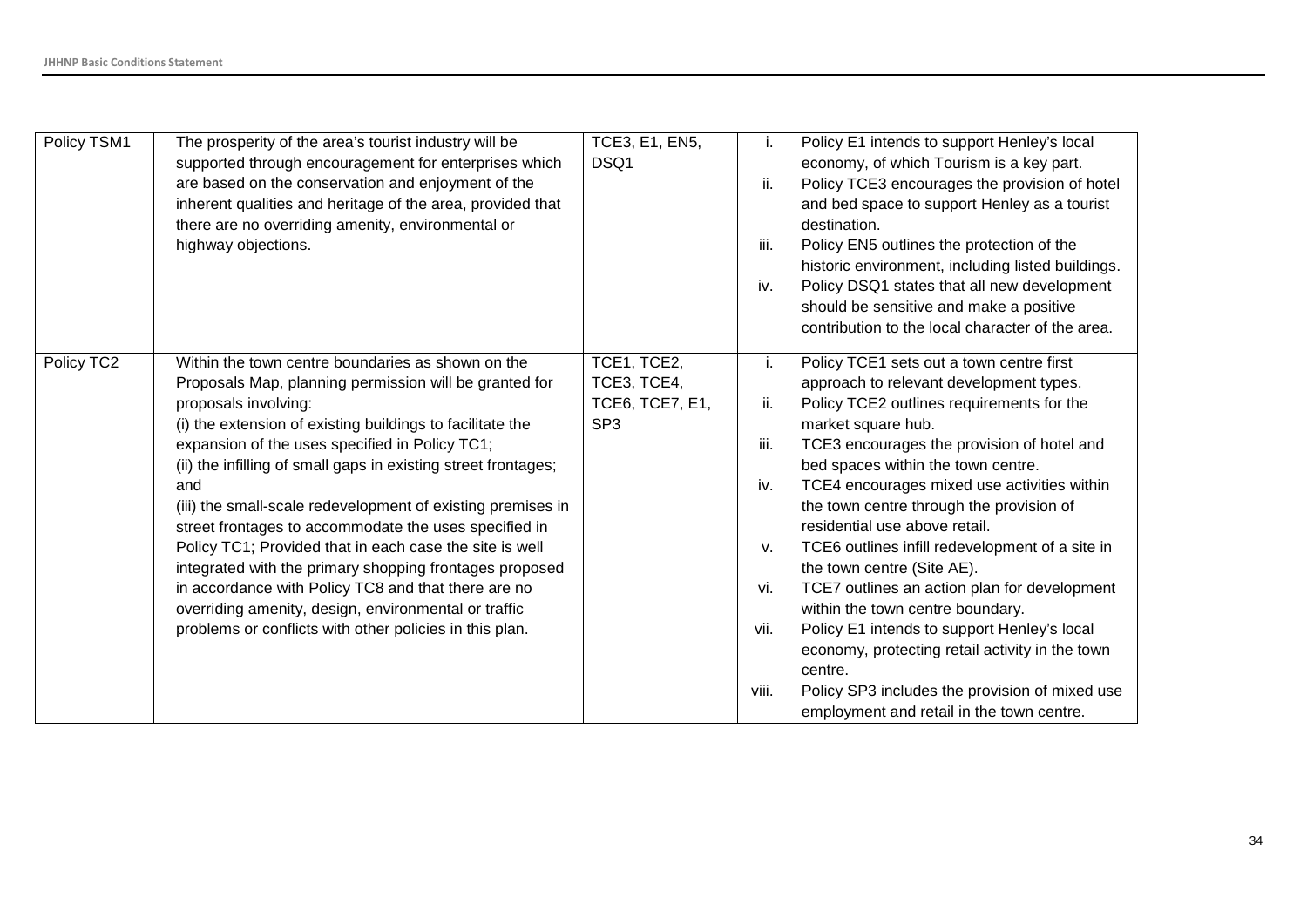| Policy TSM1 | The prosperity of the area's tourist industry will be supported through encouragement for enterprises which are based on the conservation and enjoyment of the inherent qualities and heritage of the area, provided that there are no overriding amenity, environmental or highway objections. | TCE3, E1, EN5, DSQ1 | i. Policy E1 intends to support Henley's local economy, of which Tourism is a key part.<br>ii. Policy TCE3 encourages the provision of hotel and bed space to support Henley as a tourist destination.<br>iii. Policy EN5 outlines the protection of the historic environment, including listed buildings.<br>iv. Policy DSQ1 states that all new development should be sensitive and make a positive contribution to the local character of the area. |
|---|---|---|---|
| Policy TC2 | Within the town centre boundaries as shown on the Proposals Map, planning permission will be granted for proposals involving:<br>(i) the extension of existing buildings to facilitate the expansion of the uses specified in Policy TC1;<br>(ii) the infilling of small gaps in existing street frontages; and<br>(iii) the small-scale redevelopment of existing premises in street frontages to accommodate the uses specified in Policy TC1; Provided that in each case the site is well integrated with the primary shopping frontages proposed in accordance with Policy TC8 and that there are no overriding amenity, design, environmental or traffic problems or conflicts with other policies in this plan. | TCE1, TCE2, TCE3, TCE4, TCE6, TCE7, E1, SP3 | i. Policy TCE1 sets out a town centre first approach to relevant development types.<br>ii. Policy TCE2 outlines requirements for the market square hub.<br>iii. TCE3 encourages the provision of hotel and bed spaces within the town centre.<br>iv. TCE4 encourages mixed use activities within the town centre through the provision of residential use above retail.<br>v. TCE6 outlines infill redevelopment of a site in the town centre (Site AE).<br>vi. TCE7 outlines an action plan for development within the town centre boundary.<br>vii. Policy E1 intends to support Henley's local economy, protecting retail activity in the town centre.<br>viii. Policy SP3 includes the provision of mixed use employment and retail in the town centre. |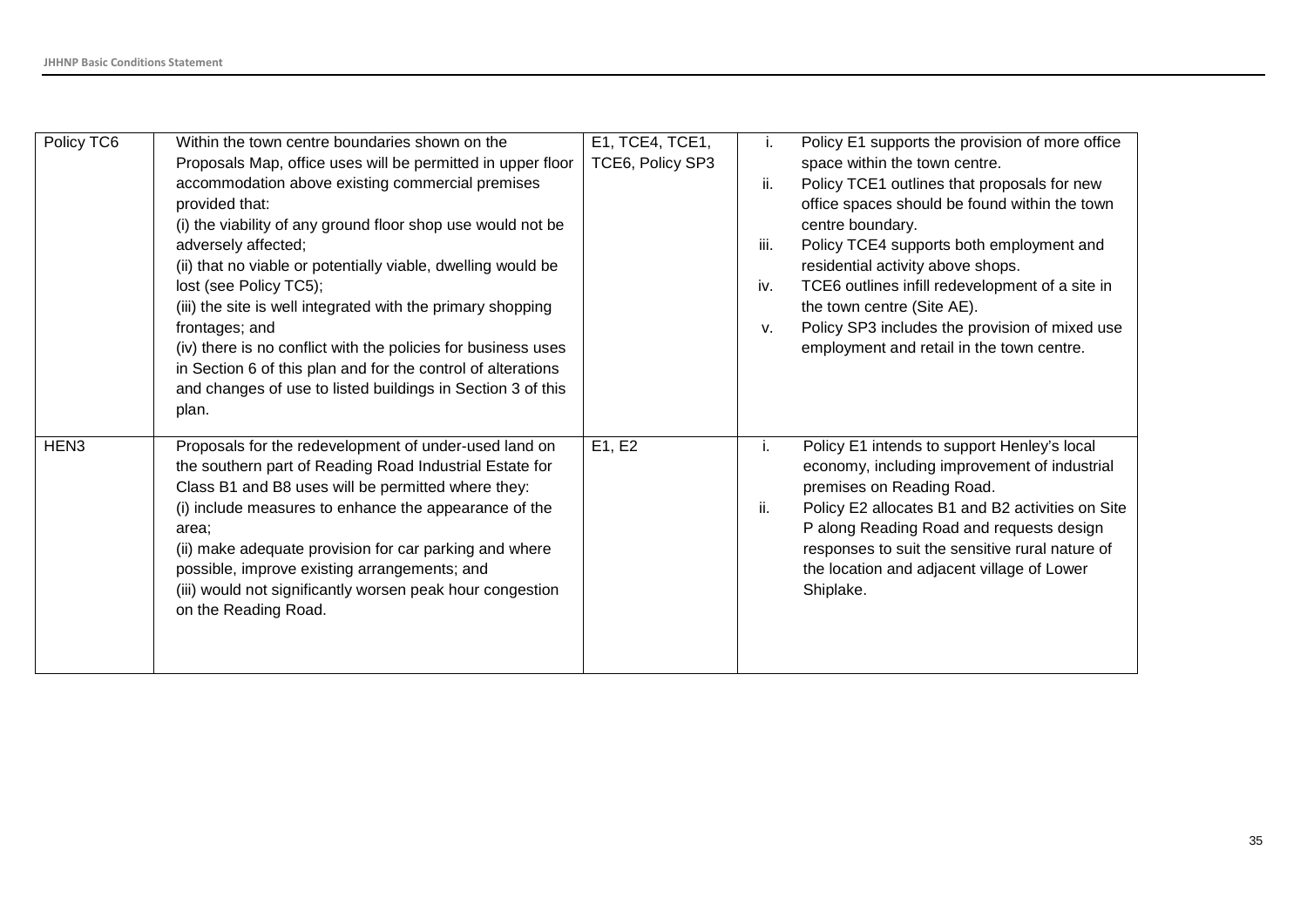| | | | |
|---|---|---|---|
| Policy TC6 | Within the town centre boundaries shown on the Proposals Map, office uses will be permitted in upper floor accommodation above existing commercial premises provided that:<br>(i) the viability of any ground floor shop use would not be adversely affected;<br>(ii) that no viable or potentially viable, dwelling would be lost (see Policy TC5);<br>(iii) the site is well integrated with the primary shopping frontages; and<br>(iv) there is no conflict with the policies for business uses in Section 6 of this plan and for the control of alterations and changes of use to listed buildings in Section 3 of this plan. | E1, TCE4, TCE1, TCE6, Policy SP3 | i. Policy E1 supports the provision of more office space within the town centre.<br>ii. Policy TCE1 outlines that proposals for new office spaces should be found within the town centre boundary.<br>iii. Policy TCE4 supports both employment and residential activity above shops.<br>iv. TCE6 outlines infill redevelopment of a site in the town centre (Site AE).<br>v. Policy SP3 includes the provision of mixed use employment and retail in the town centre. |
| HEN3 | Proposals for the redevelopment of under-used land on the southern part of Reading Road Industrial Estate for Class B1 and B8 uses will be permitted where they:<br>(i) include measures to enhance the appearance of the area;<br>(ii) make adequate provision for car parking and where possible, improve existing arrangements; and<br>(iii) would not significantly worsen peak hour congestion on the Reading Road. | E1, E2 | i. Policy E1 intends to support Henley's local economy, including improvement of industrial premises on Reading Road.<br>ii. Policy E2 allocates B1 and B2 activities on Site P along Reading Road and requests design responses to suit the sensitive rural nature of the location and adjacent village of Lower Shiplake. |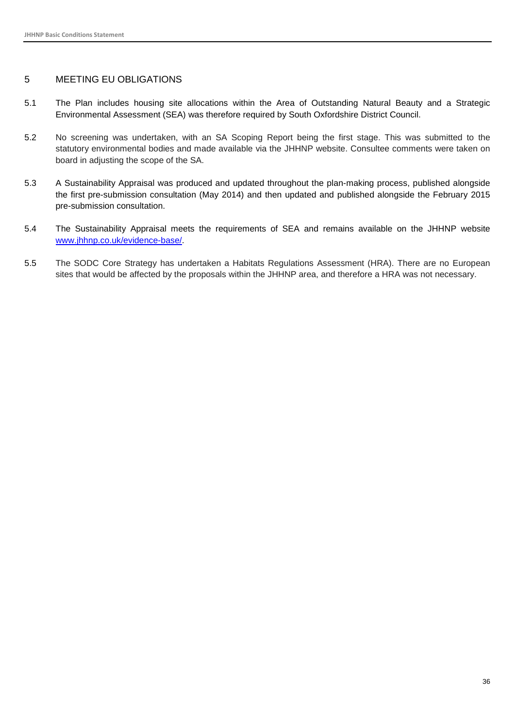## 5 MEETING EU OBLIGATIONS

5.1 The Plan includes housing site allocations within the Area of Outstanding Natural Beauty and a Strategic Environmental Assessment (SEA) was therefore required by South Oxfordshire District Council.

5.2 No screening was undertaken, with an SA Scoping Report being the first stage. This was submitted to the statutory environmental bodies and made available via the JHHNP website. Consultee comments were taken on board in adjusting the scope of the SA.

5.3 A Sustainability Appraisal was produced and updated throughout the plan-making process, published alongside the first pre-submission consultation (May 2014) and then updated and published alongside the February 2015 pre-submission consultation.

5.4 The Sustainability Appraisal meets the requirements of SEA and remains available on the JHHNP website [www.jhhnp.co.uk/evidence-base/](www.jhhnp.co.uk/evidence-base/).

5.5 The SODC Core Strategy has undertaken a Habitats Regulations Assessment (HRA). There are no European sites that would be affected by the proposals within the JHHNP area, and therefore a HRA was not necessary.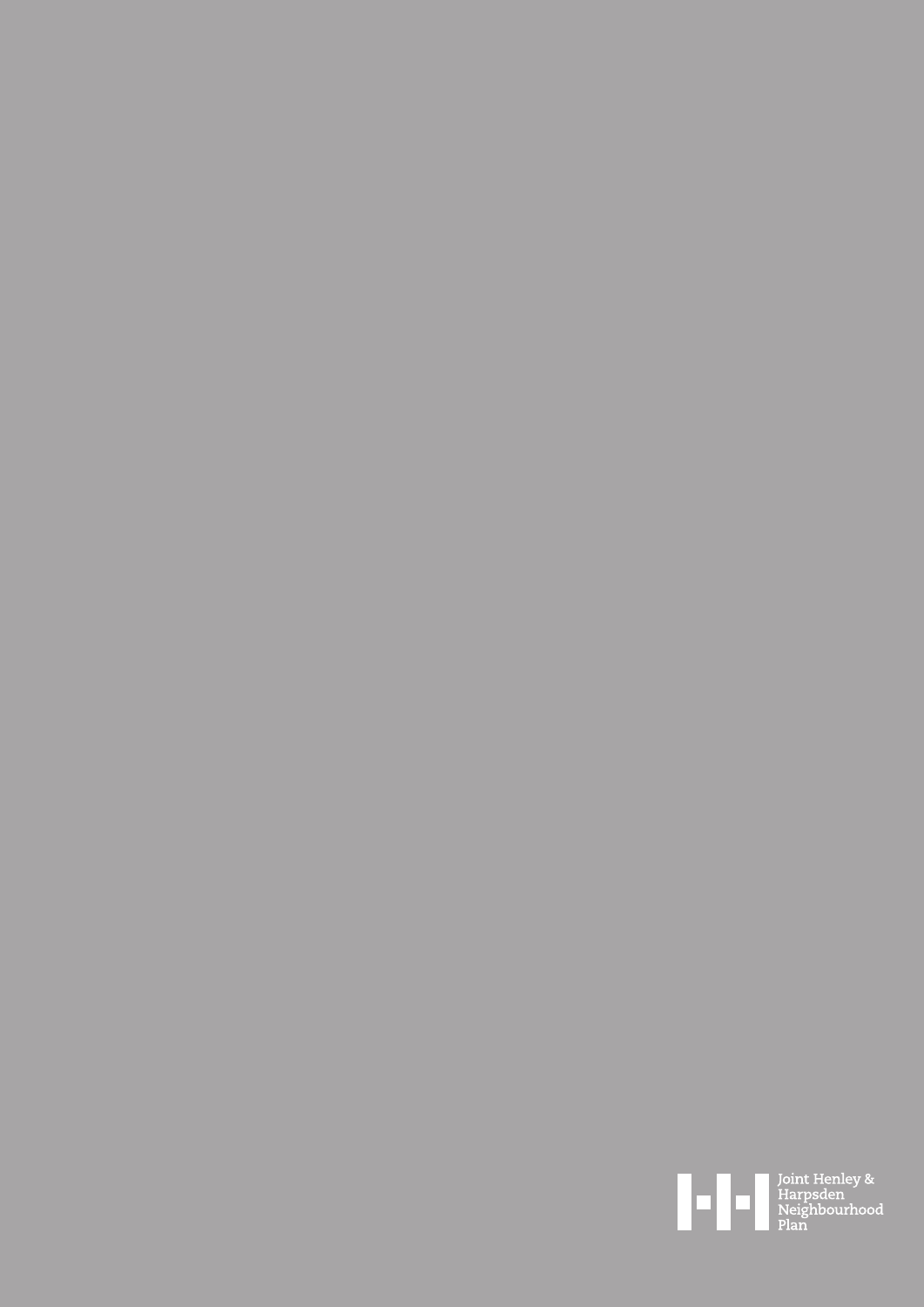Joint Henley & Harpsden Neighbourhood Plan